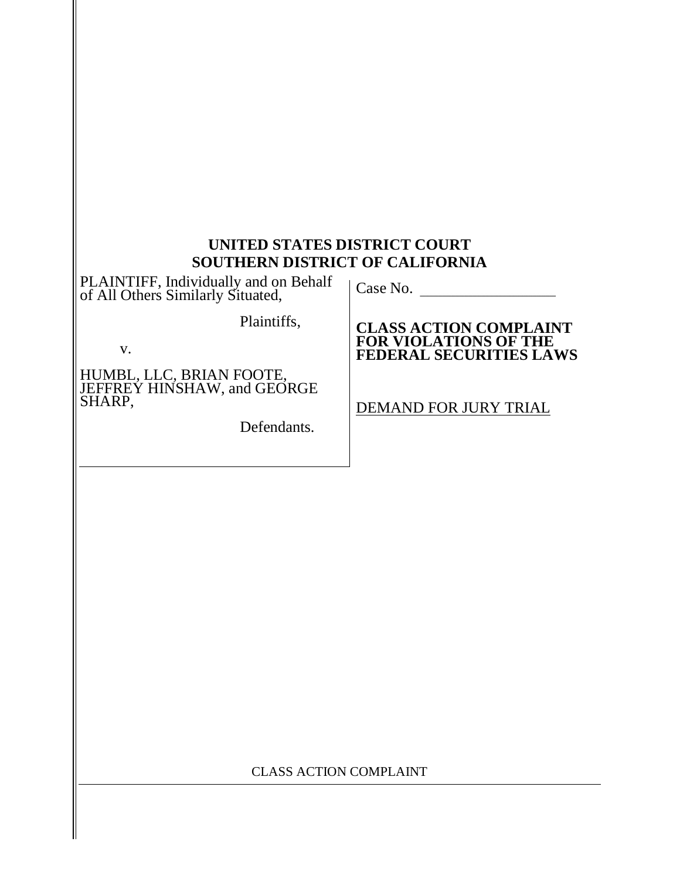**UNITED STATES DISTRICT COURT**
**SOUTHERN DISTRICT OF CALIFORNIA**

| | |
|---|---|
| PLAINTIFF, Individually and on Behalf of All Others Similarly Situated,<br><br>Plaintiffs,<br><br>v.<br><br>HUMBL, LLC, BRIAN FOOTE, JEFFREY HINSHAW, and GEORGE SHARP,<br><br>Defendants. | Case No. \_\_\_\_\_\_\_\_\_\_\_\_\_\_\_\_\_<br><br>**CLASS ACTION COMPLAINT FOR VIOLATIONS OF THE FEDERAL SECURITIES LAWS**<br><br>DEMAND FOR JURY TRIAL |

CLASS ACTION COMPLAINT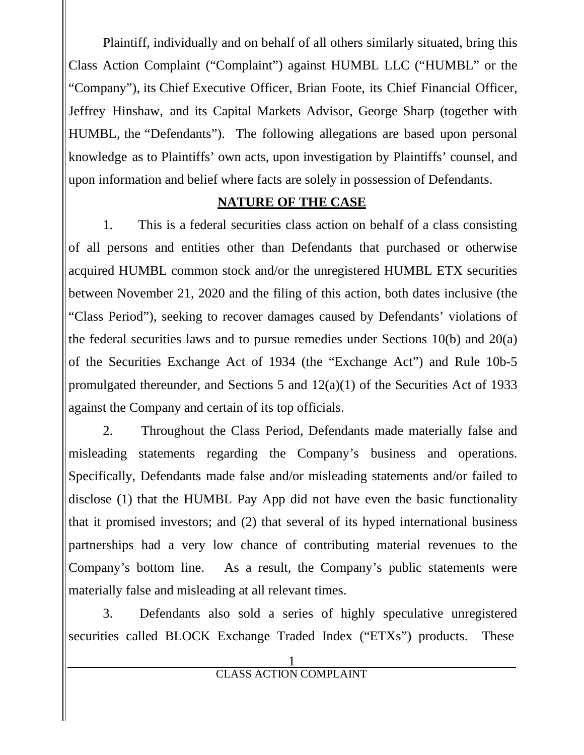Plaintiff, individually and on behalf of all others similarly situated, bring this Class Action Complaint ("Complaint") against HUMBL LLC ("HUMBL" or the "Company"), its Chief Executive Officer, Brian Foote, its Chief Financial Officer, Jeffrey Hinshaw, and its Capital Markets Advisor, George Sharp (together with HUMBL, the "Defendants"). The following allegations are based upon personal knowledge as to Plaintiffs' own acts, upon investigation by Plaintiffs' counsel, and upon information and belief where facts are solely in possession of Defendants.

## NATURE OF THE CASE

1. This is a federal securities class action on behalf of a class consisting of all persons and entities other than Defendants that purchased or otherwise acquired HUMBL common stock and/or the unregistered HUMBL ETX securities between November 21, 2020 and the filing of this action, both dates inclusive (the "Class Period"), seeking to recover damages caused by Defendants' violations of the federal securities laws and to pursue remedies under Sections 10(b) and 20(a) of the Securities Exchange Act of 1934 (the "Exchange Act") and Rule 10b-5 promulgated thereunder, and Sections 5 and 12(a)(1) of the Securities Act of 1933 against the Company and certain of its top officials.

2. Throughout the Class Period, Defendants made materially false and misleading statements regarding the Company's business and operations. Specifically, Defendants made false and/or misleading statements and/or failed to disclose (1) that the HUMBL Pay App did not have even the basic functionality that it promised investors; and (2) that several of its hyped international business partnerships had a very low chance of contributing material revenues to the Company's bottom line. As a result, the Company's public statements were materially false and misleading at all relevant times.

3. Defendants also sold a series of highly speculative unregistered securities called BLOCK Exchange Traded Index ("ETXs") products. These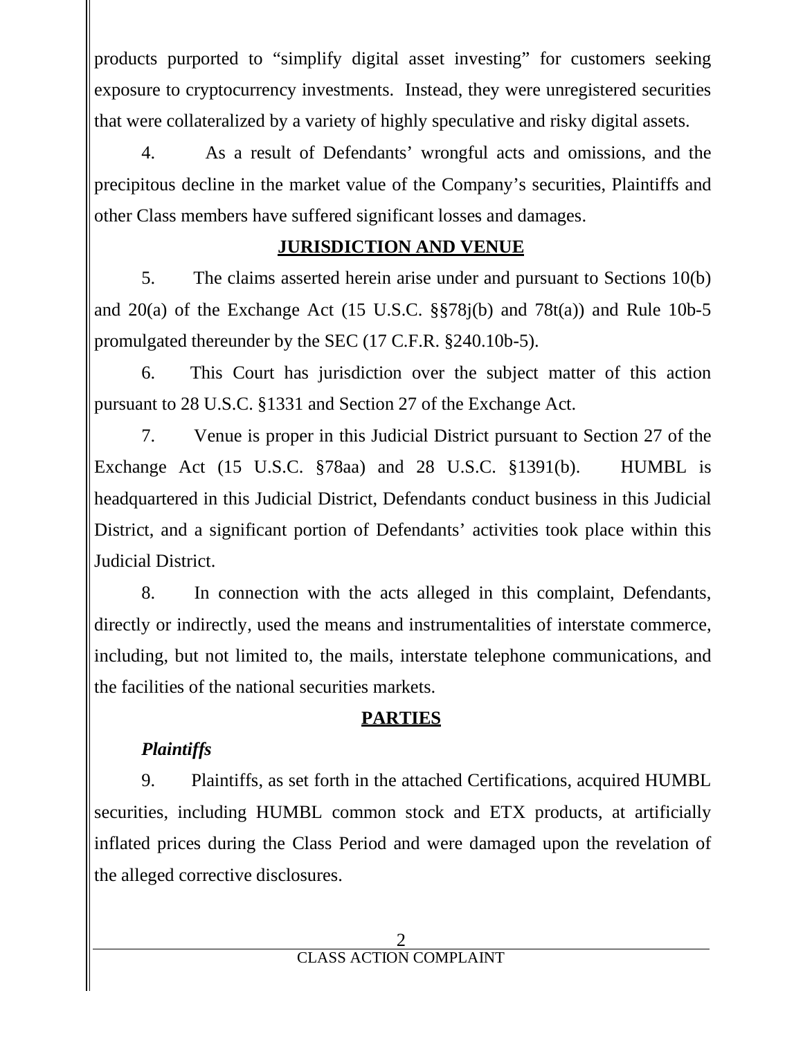products purported to "simplify digital asset investing" for customers seeking exposure to cryptocurrency investments. Instead, they were unregistered securities that were collateralized by a variety of highly speculative and risky digital assets.

4. As a result of Defendants' wrongful acts and omissions, and the precipitous decline in the market value of the Company's securities, Plaintiffs and other Class members have suffered significant losses and damages.

## JURISDICTION AND VENUE

5. The claims asserted herein arise under and pursuant to Sections 10(b) and 20(a) of the Exchange Act (15 U.S.C. §§78j(b) and 78t(a)) and Rule 10b-5 promulgated thereunder by the SEC (17 C.F.R. §240.10b-5).

6. This Court has jurisdiction over the subject matter of this action pursuant to 28 U.S.C. §1331 and Section 27 of the Exchange Act.

7. Venue is proper in this Judicial District pursuant to Section 27 of the Exchange Act (15 U.S.C. §78aa) and 28 U.S.C. §1391(b). HUMBL is headquartered in this Judicial District, Defendants conduct business in this Judicial District, and a significant portion of Defendants' activities took place within this Judicial District.

8. In connection with the acts alleged in this complaint, Defendants, directly or indirectly, used the means and instrumentalities of interstate commerce, including, but not limited to, the mails, interstate telephone communications, and the facilities of the national securities markets.

## PARTIES

### *Plaintiffs*

9. Plaintiffs, as set forth in the attached Certifications, acquired HUMBL securities, including HUMBL common stock and ETX products, at artificially inflated prices during the Class Period and were damaged upon the revelation of the alleged corrective disclosures.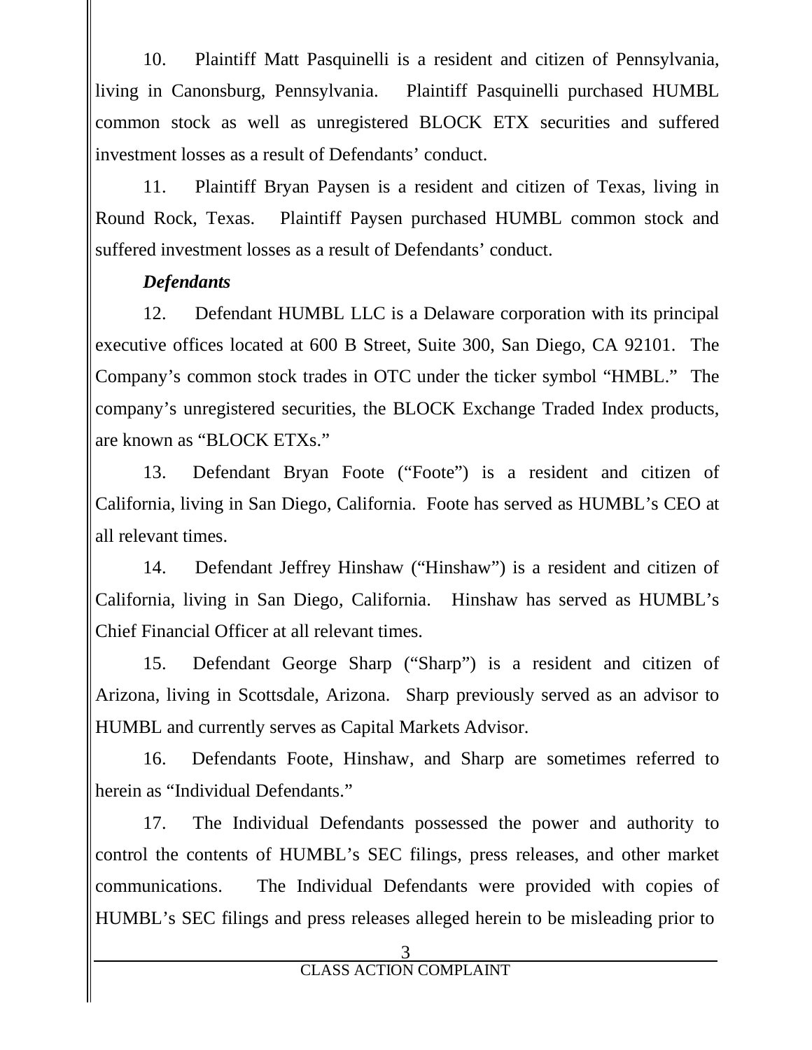10. Plaintiff Matt Pasquinelli is a resident and citizen of Pennsylvania, living in Canonsburg, Pennsylvania. Plaintiff Pasquinelli purchased HUMBL common stock as well as unregistered BLOCK ETX securities and suffered investment losses as a result of Defendants' conduct.

11. Plaintiff Bryan Paysen is a resident and citizen of Texas, living in Round Rock, Texas. Plaintiff Paysen purchased HUMBL common stock and suffered investment losses as a result of Defendants' conduct.

***Defendants***

12. Defendant HUMBL LLC is a Delaware corporation with its principal executive offices located at 600 B Street, Suite 300, San Diego, CA 92101. The Company's common stock trades in OTC under the ticker symbol "HMBL." The company's unregistered securities, the BLOCK Exchange Traded Index products, are known as "BLOCK ETXs."

13. Defendant Bryan Foote ("Foote") is a resident and citizen of California, living in San Diego, California. Foote has served as HUMBL's CEO at all relevant times.

14. Defendant Jeffrey Hinshaw ("Hinshaw") is a resident and citizen of California, living in San Diego, California. Hinshaw has served as HUMBL's Chief Financial Officer at all relevant times.

15. Defendant George Sharp ("Sharp") is a resident and citizen of Arizona, living in Scottsdale, Arizona. Sharp previously served as an advisor to HUMBL and currently serves as Capital Markets Advisor.

16. Defendants Foote, Hinshaw, and Sharp are sometimes referred to herein as "Individual Defendants."

17. The Individual Defendants possessed the power and authority to control the contents of HUMBL's SEC filings, press releases, and other market communications. The Individual Defendants were provided with copies of HUMBL's SEC filings and press releases alleged herein to be misleading prior to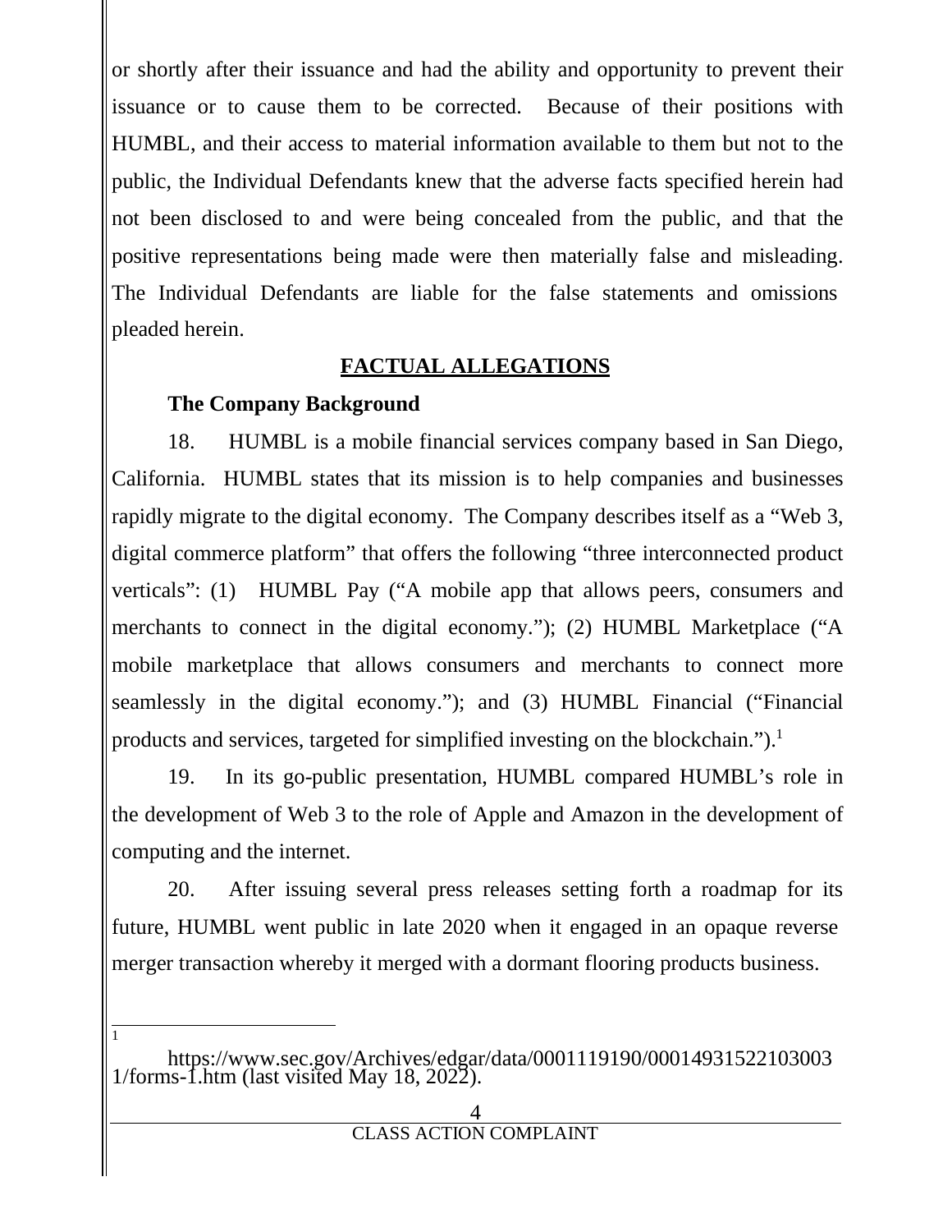or shortly after their issuance and had the ability and opportunity to prevent their issuance or to cause them to be corrected. Because of their positions with HUMBL, and their access to material information available to them but not to the public, the Individual Defendants knew that the adverse facts specified herein had not been disclosed to and were being concealed from the public, and that the positive representations being made were then materially false and misleading. The Individual Defendants are liable for the false statements and omissions pleaded herein.

## FACTUAL ALLEGATIONS

### The Company Background

18. HUMBL is a mobile financial services company based in San Diego, California. HUMBL states that its mission is to help companies and businesses rapidly migrate to the digital economy. The Company describes itself as a "Web 3, digital commerce platform" that offers the following "three interconnected product verticals": (1) HUMBL Pay ("A mobile app that allows peers, consumers and merchants to connect in the digital economy."); (2) HUMBL Marketplace ("A mobile marketplace that allows consumers and merchants to connect more seamlessly in the digital economy."); and (3) HUMBL Financial ("Financial products and services, targeted for simplified investing on the blockchain.").[1]

19. In its go-public presentation, HUMBL compared HUMBL's role in the development of Web 3 to the role of Apple and Amazon in the development of computing and the internet.

20. After issuing several press releases setting forth a roadmap for its future, HUMBL went public in late 2020 when it engaged in an opaque reverse merger transaction whereby it merged with a dormant flooring products business.

---

[1] https://www.sec.gov/Archives/edgar/data/0001119190/000149315221030031/forms-1.htm (last visited May 18, 2022).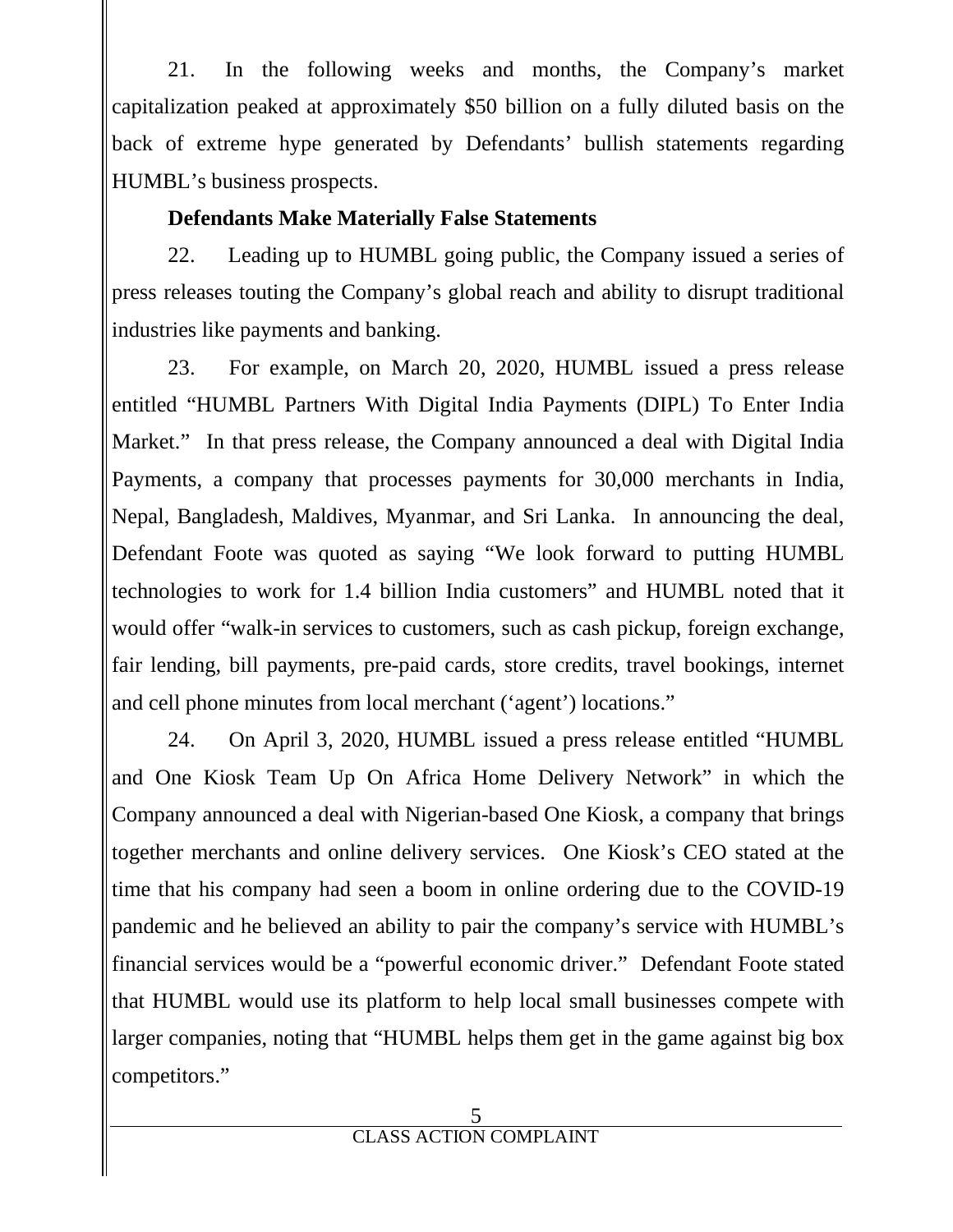21. In the following weeks and months, the Company's market capitalization peaked at approximately $50 billion on a fully diluted basis on the back of extreme hype generated by Defendants' bullish statements regarding HUMBL's business prospects.

**Defendants Make Materially False Statements**

22. Leading up to HUMBL going public, the Company issued a series of press releases touting the Company's global reach and ability to disrupt traditional industries like payments and banking.

23. For example, on March 20, 2020, HUMBL issued a press release entitled "HUMBL Partners With Digital India Payments (DIPL) To Enter India Market." In that press release, the Company announced a deal with Digital India Payments, a company that processes payments for 30,000 merchants in India, Nepal, Bangladesh, Maldives, Myanmar, and Sri Lanka. In announcing the deal, Defendant Foote was quoted as saying "We look forward to putting HUMBL technologies to work for 1.4 billion India customers" and HUMBL noted that it would offer "walk-in services to customers, such as cash pickup, foreign exchange, fair lending, bill payments, pre-paid cards, store credits, travel bookings, internet and cell phone minutes from local merchant ('agent') locations."

24. On April 3, 2020, HUMBL issued a press release entitled "HUMBL and One Kiosk Team Up On Africa Home Delivery Network" in which the Company announced a deal with Nigerian-based One Kiosk, a company that brings together merchants and online delivery services. One Kiosk's CEO stated at the time that his company had seen a boom in online ordering due to the COVID-19 pandemic and he believed an ability to pair the company's service with HUMBL's financial services would be a "powerful economic driver." Defendant Foote stated that HUMBL would use its platform to help local small businesses compete with larger companies, noting that "HUMBL helps them get in the game against big box competitors."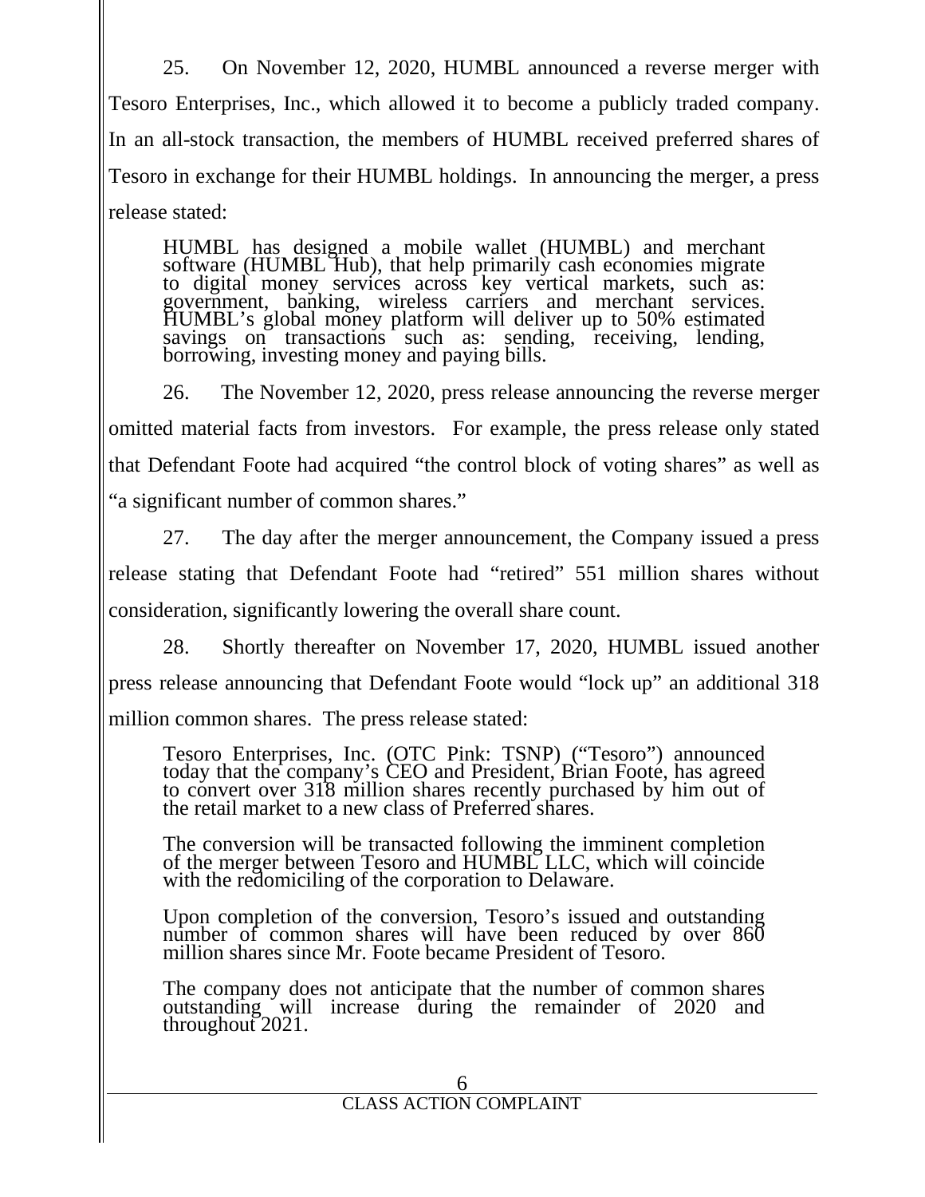25. On November 12, 2020, HUMBL announced a reverse merger with Tesoro Enterprises, Inc., which allowed it to become a publicly traded company. In an all-stock transaction, the members of HUMBL received preferred shares of Tesoro in exchange for their HUMBL holdings. In announcing the merger, a press release stated:

> HUMBL has designed a mobile wallet (HUMBL) and merchant software (HUMBL Hub), that help primarily cash economies migrate to digital money services across key vertical markets, such as: government, banking, wireless carriers and merchant services. HUMBL's global money platform will deliver up to 50% estimated savings on transactions such as: sending, receiving, lending, borrowing, investing money and paying bills.

26. The November 12, 2020, press release announcing the reverse merger omitted material facts from investors. For example, the press release only stated that Defendant Foote had acquired "the control block of voting shares" as well as "a significant number of common shares."

27. The day after the merger announcement, the Company issued a press release stating that Defendant Foote had "retired" 551 million shares without consideration, significantly lowering the overall share count.

28. Shortly thereafter on November 17, 2020, HUMBL issued another press release announcing that Defendant Foote would "lock up" an additional 318 million common shares. The press release stated:

> Tesoro Enterprises, Inc. (OTC Pink: TSNP) ("Tesoro") announced today that the company's CEO and President, Brian Foote, has agreed to convert over 318 million shares recently purchased by him out of the retail market to a new class of Preferred shares.
>
> The conversion will be transacted following the imminent completion of the merger between Tesoro and HUMBL LLC, which will coincide with the redomiciling of the corporation to Delaware.
>
> Upon completion of the conversion, Tesoro's issued and outstanding number of common shares will have been reduced by over 860 million shares since Mr. Foote became President of Tesoro.
>
> The company does not anticipate that the number of common shares outstanding will increase during the remainder of 2020 and throughout 2021.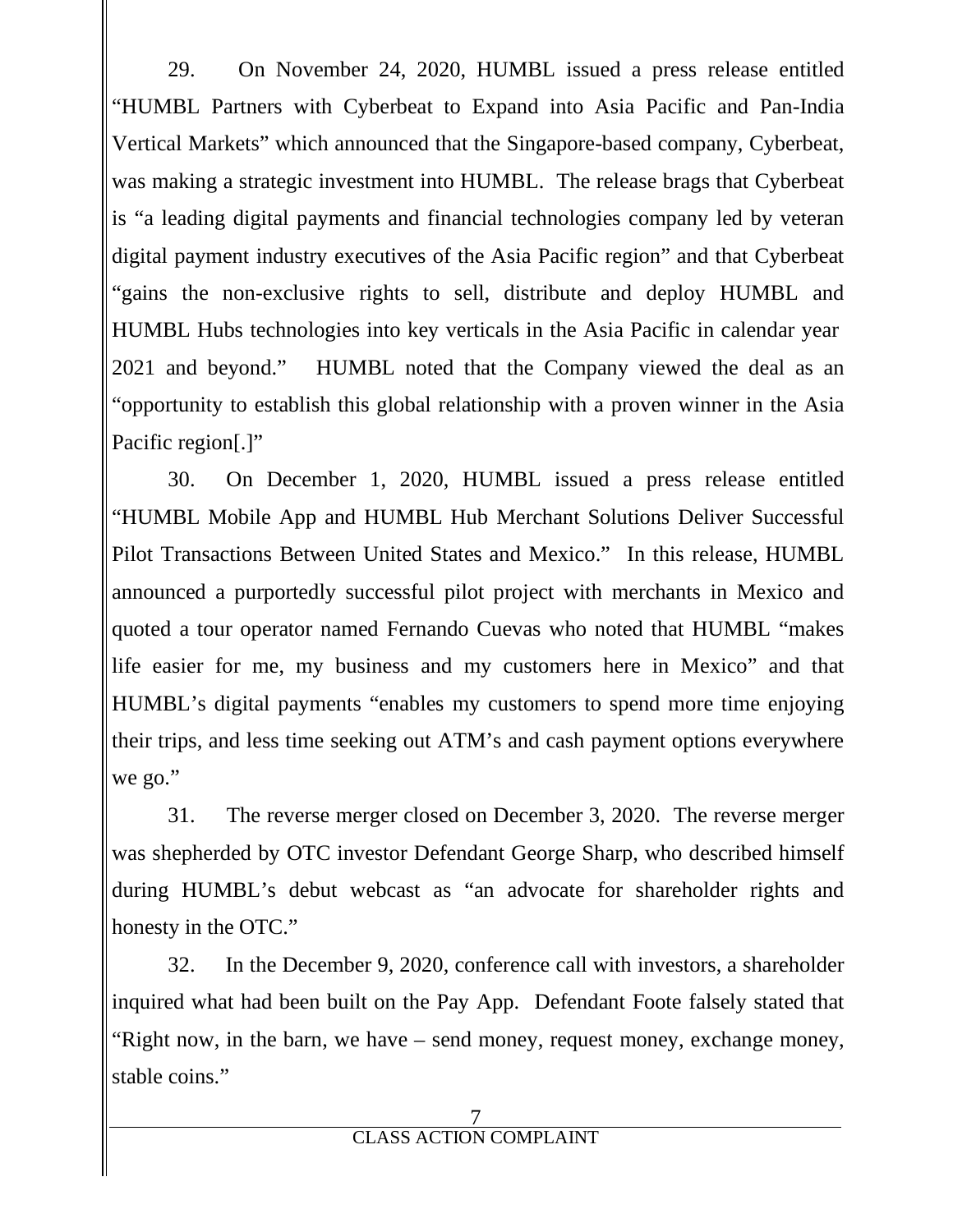29. On November 24, 2020, HUMBL issued a press release entitled "HUMBL Partners with Cyberbeat to Expand into Asia Pacific and Pan-India Vertical Markets" which announced that the Singapore-based company, Cyberbeat, was making a strategic investment into HUMBL. The release brags that Cyberbeat is "a leading digital payments and financial technologies company led by veteran digital payment industry executives of the Asia Pacific region" and that Cyberbeat "gains the non-exclusive rights to sell, distribute and deploy HUMBL and HUMBL Hubs technologies into key verticals in the Asia Pacific in calendar year 2021 and beyond." HUMBL noted that the Company viewed the deal as an "opportunity to establish this global relationship with a proven winner in the Asia Pacific region[.]"

30. On December 1, 2020, HUMBL issued a press release entitled "HUMBL Mobile App and HUMBL Hub Merchant Solutions Deliver Successful Pilot Transactions Between United States and Mexico." In this release, HUMBL announced a purportedly successful pilot project with merchants in Mexico and quoted a tour operator named Fernando Cuevas who noted that HUMBL "makes life easier for me, my business and my customers here in Mexico" and that HUMBL's digital payments "enables my customers to spend more time enjoying their trips, and less time seeking out ATM's and cash payment options everywhere we go."

31. The reverse merger closed on December 3, 2020. The reverse merger was shepherded by OTC investor Defendant George Sharp, who described himself during HUMBL's debut webcast as "an advocate for shareholder rights and honesty in the OTC."

32. In the December 9, 2020, conference call with investors, a shareholder inquired what had been built on the Pay App. Defendant Foote falsely stated that "Right now, in the barn, we have – send money, request money, exchange money, stable coins."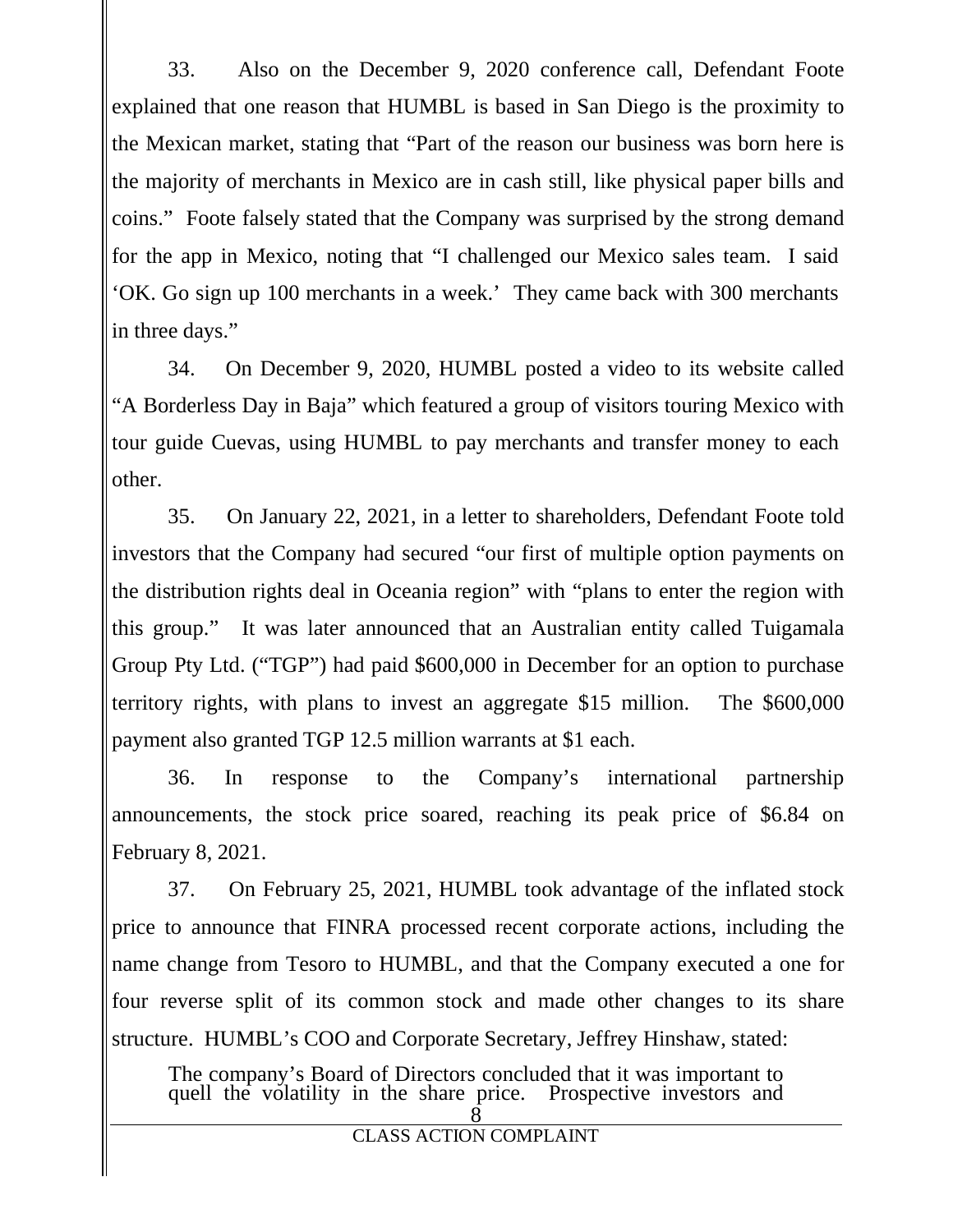33. Also on the December 9, 2020 conference call, Defendant Foote explained that one reason that HUMBL is based in San Diego is the proximity to the Mexican market, stating that "Part of the reason our business was born here is the majority of merchants in Mexico are in cash still, like physical paper bills and coins." Foote falsely stated that the Company was surprised by the strong demand for the app in Mexico, noting that "I challenged our Mexico sales team. I said 'OK. Go sign up 100 merchants in a week.' They came back with 300 merchants in three days."

34. On December 9, 2020, HUMBL posted a video to its website called "A Borderless Day in Baja" which featured a group of visitors touring Mexico with tour guide Cuevas, using HUMBL to pay merchants and transfer money to each other.

35. On January 22, 2021, in a letter to shareholders, Defendant Foote told investors that the Company had secured "our first of multiple option payments on the distribution rights deal in Oceania region" with "plans to enter the region with this group." It was later announced that an Australian entity called Tuigamala Group Pty Ltd. ("TGP") had paid $600,000 in December for an option to purchase territory rights, with plans to invest an aggregate $15 million. The $600,000 payment also granted TGP 12.5 million warrants at $1 each.

36. In response to the Company's international partnership announcements, the stock price soared, reaching its peak price of $6.84 on February 8, 2021.

37. On February 25, 2021, HUMBL took advantage of the inflated stock price to announce that FINRA processed recent corporate actions, including the name change from Tesoro to HUMBL, and that the Company executed a one for four reverse split of its common stock and made other changes to its share structure. HUMBL's COO and Corporate Secretary, Jeffrey Hinshaw, stated:

> The company's Board of Directors concluded that it was important to quell the volatility in the share price. Prospective investors and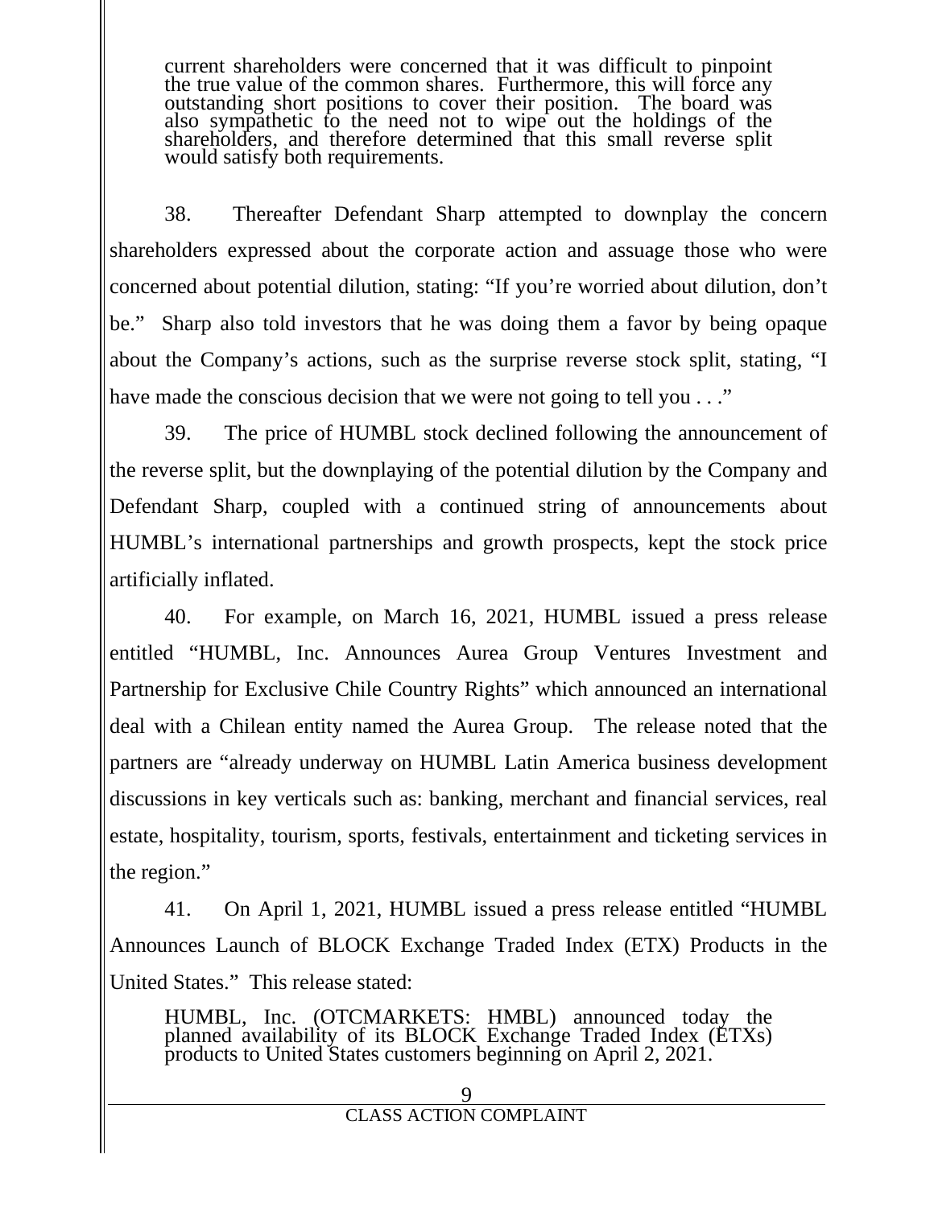> current shareholders were concerned that it was difficult to pinpoint the true value of the common shares. Furthermore, this will force any outstanding short positions to cover their position. The board was also sympathetic to the need not to wipe out the holdings of the shareholders, and therefore determined that this small reverse split would satisfy both requirements.

38. Thereafter Defendant Sharp attempted to downplay the concern shareholders expressed about the corporate action and assuage those who were concerned about potential dilution, stating: "If you're worried about dilution, don't be." Sharp also told investors that he was doing them a favor by being opaque about the Company's actions, such as the surprise reverse stock split, stating, "I have made the conscious decision that we were not going to tell you . . ."

39. The price of HUMBL stock declined following the announcement of the reverse split, but the downplaying of the potential dilution by the Company and Defendant Sharp, coupled with a continued string of announcements about HUMBL's international partnerships and growth prospects, kept the stock price artificially inflated.

40. For example, on March 16, 2021, HUMBL issued a press release entitled "HUMBL, Inc. Announces Aurea Group Ventures Investment and Partnership for Exclusive Chile Country Rights" which announced an international deal with a Chilean entity named the Aurea Group. The release noted that the partners are "already underway on HUMBL Latin America business development discussions in key verticals such as: banking, merchant and financial services, real estate, hospitality, tourism, sports, festivals, entertainment and ticketing services in the region."

41. On April 1, 2021, HUMBL issued a press release entitled "HUMBL Announces Launch of BLOCK Exchange Traded Index (ETX) Products in the United States." This release stated:

> HUMBL, Inc. (OTCMARKETS: HMBL) announced today the planned availability of its BLOCK Exchange Traded Index (ETXs) products to United States customers beginning on April 2, 2021.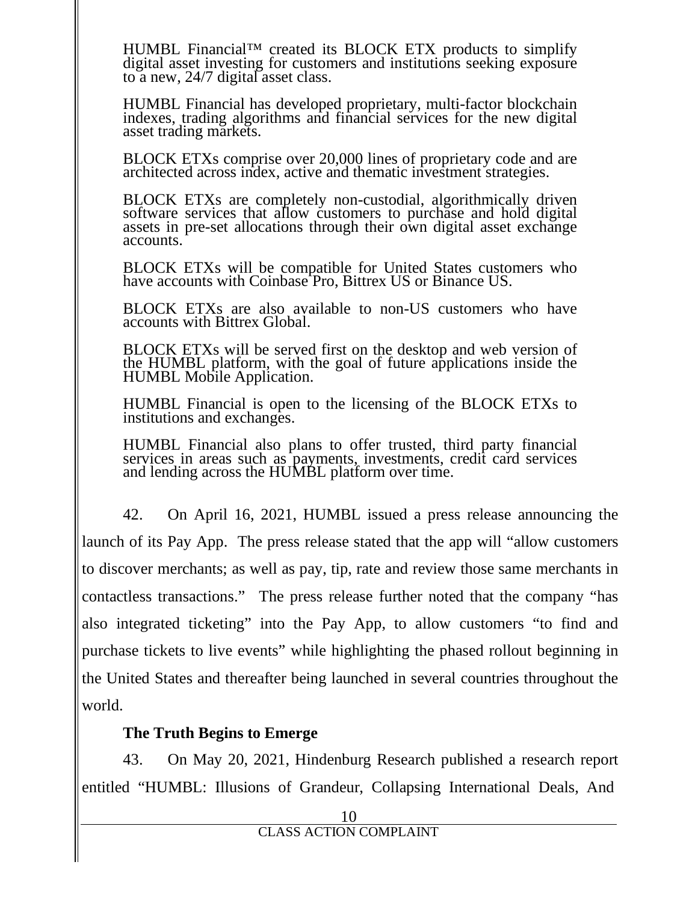> HUMBL Financial™ created its BLOCK ETX products to simplify digital asset investing for customers and institutions seeking exposure to a new, 24/7 digital asset class.
>
> HUMBL Financial has developed proprietary, multi-factor blockchain indexes, trading algorithms and financial services for the new digital asset trading markets.
>
> BLOCK ETXs comprise over 20,000 lines of proprietary code and are architected across index, active and thematic investment strategies.
>
> BLOCK ETXs are completely non-custodial, algorithmically driven software services that allow customers to purchase and hold digital assets in pre-set allocations through their own digital asset exchange accounts.
>
> BLOCK ETXs will be compatible for United States customers who have accounts with Coinbase Pro, Bittrex US or Binance US.
>
> BLOCK ETXs are also available to non-US customers who have accounts with Bittrex Global.
>
> BLOCK ETXs will be served first on the desktop and web version of the HUMBL platform, with the goal of future applications inside the HUMBL Mobile Application.
>
> HUMBL Financial is open to the licensing of the BLOCK ETXs to institutions and exchanges.
>
> HUMBL Financial also plans to offer trusted, third party financial services in areas such as payments, investments, credit card services and lending across the HUMBL platform over time.

42. On April 16, 2021, HUMBL issued a press release announcing the launch of its Pay App. The press release stated that the app will "allow customers to discover merchants; as well as pay, tip, rate and review those same merchants in contactless transactions." The press release further noted that the company "has also integrated ticketing" into the Pay App, to allow customers "to find and purchase tickets to live events" while highlighting the phased rollout beginning in the United States and thereafter being launched in several countries throughout the world.

**The Truth Begins to Emerge**

43. On May 20, 2021, Hindenburg Research published a research report entitled "HUMBL: Illusions of Grandeur, Collapsing International Deals, And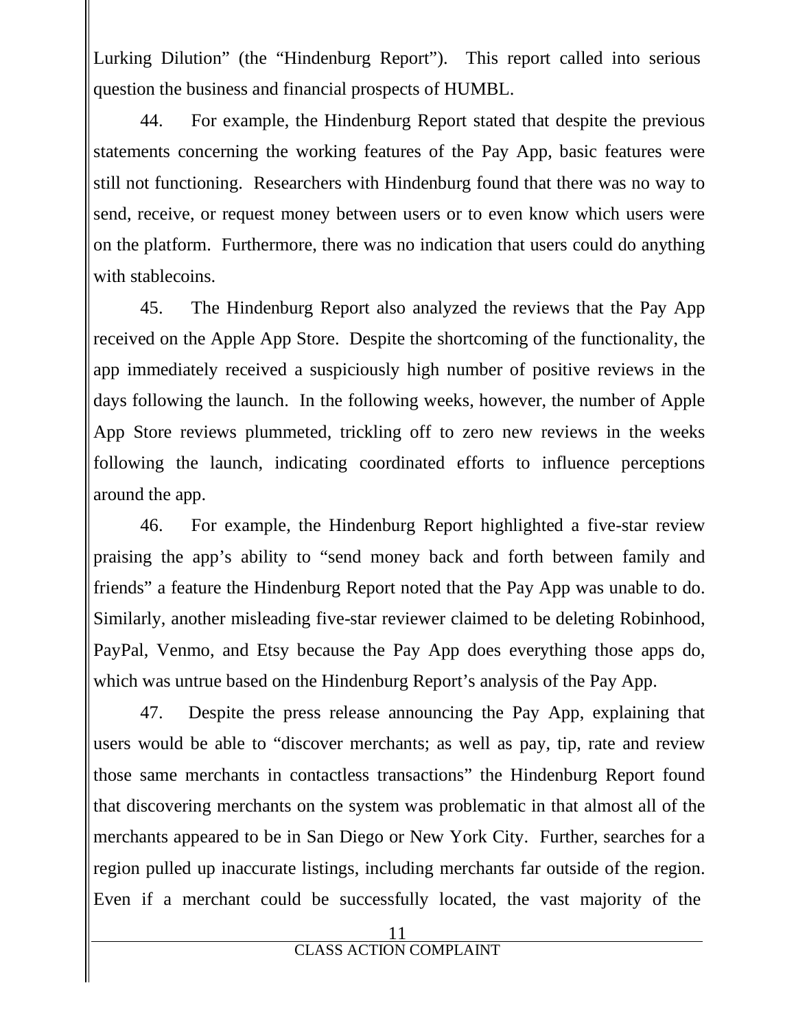Lurking Dilution" (the "Hindenburg Report"). This report called into serious question the business and financial prospects of HUMBL.

44. For example, the Hindenburg Report stated that despite the previous statements concerning the working features of the Pay App, basic features were still not functioning. Researchers with Hindenburg found that there was no way to send, receive, or request money between users or to even know which users were on the platform. Furthermore, there was no indication that users could do anything with stablecoins.

45. The Hindenburg Report also analyzed the reviews that the Pay App received on the Apple App Store. Despite the shortcoming of the functionality, the app immediately received a suspiciously high number of positive reviews in the days following the launch. In the following weeks, however, the number of Apple App Store reviews plummeted, trickling off to zero new reviews in the weeks following the launch, indicating coordinated efforts to influence perceptions around the app.

46. For example, the Hindenburg Report highlighted a five-star review praising the app's ability to "send money back and forth between family and friends" a feature the Hindenburg Report noted that the Pay App was unable to do. Similarly, another misleading five-star reviewer claimed to be deleting Robinhood, PayPal, Venmo, and Etsy because the Pay App does everything those apps do, which was untrue based on the Hindenburg Report's analysis of the Pay App.

47. Despite the press release announcing the Pay App, explaining that users would be able to "discover merchants; as well as pay, tip, rate and review those same merchants in contactless transactions" the Hindenburg Report found that discovering merchants on the system was problematic in that almost all of the merchants appeared to be in San Diego or New York City. Further, searches for a region pulled up inaccurate listings, including merchants far outside of the region. Even if a merchant could be successfully located, the vast majority of the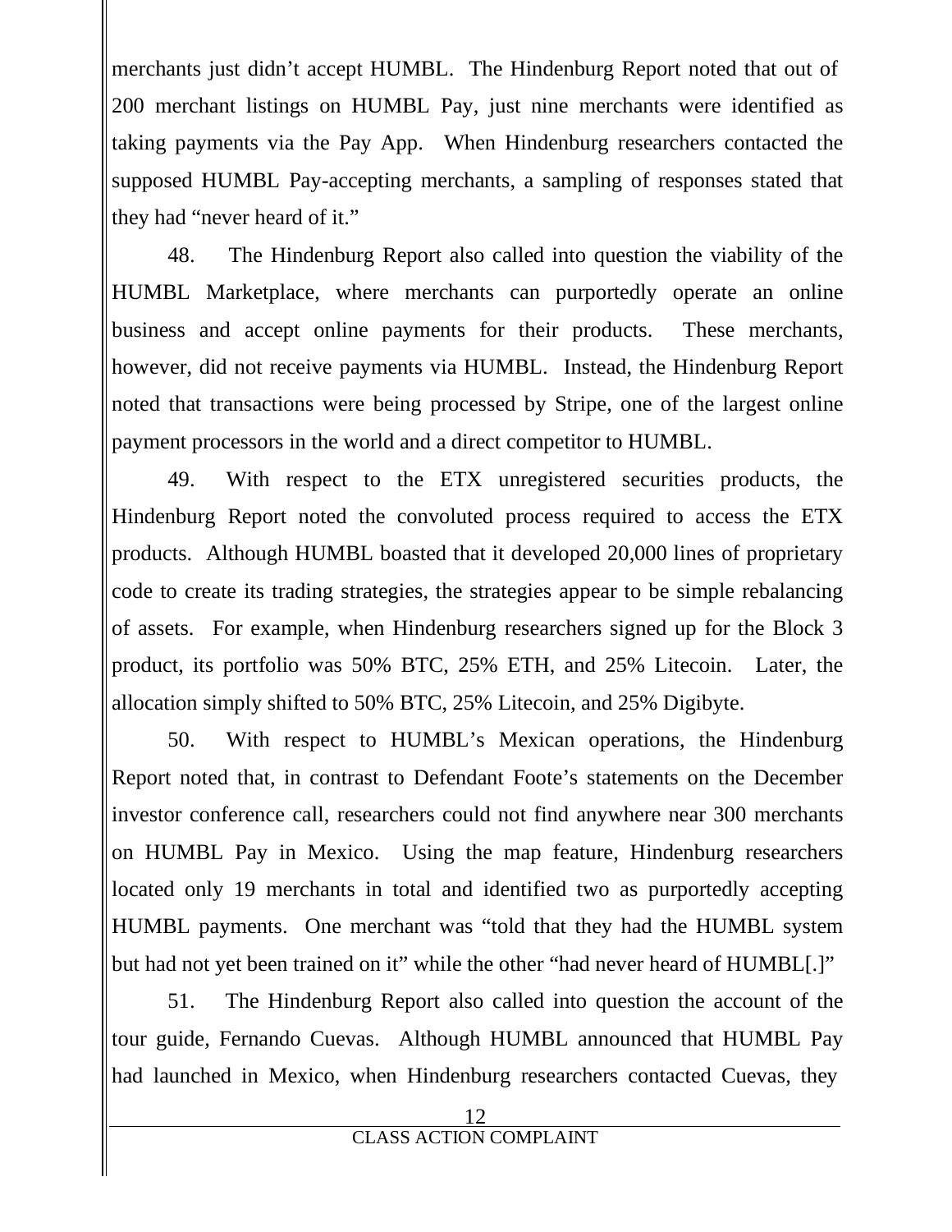merchants just didn't accept HUMBL. The Hindenburg Report noted that out of 200 merchant listings on HUMBL Pay, just nine merchants were identified as taking payments via the Pay App. When Hindenburg researchers contacted the supposed HUMBL Pay-accepting merchants, a sampling of responses stated that they had "never heard of it."

48. The Hindenburg Report also called into question the viability of the HUMBL Marketplace, where merchants can purportedly operate an online business and accept online payments for their products. These merchants, however, did not receive payments via HUMBL. Instead, the Hindenburg Report noted that transactions were being processed by Stripe, one of the largest online payment processors in the world and a direct competitor to HUMBL.

49. With respect to the ETX unregistered securities products, the Hindenburg Report noted the convoluted process required to access the ETX products. Although HUMBL boasted that it developed 20,000 lines of proprietary code to create its trading strategies, the strategies appear to be simple rebalancing of assets. For example, when Hindenburg researchers signed up for the Block 3 product, its portfolio was 50% BTC, 25% ETH, and 25% Litecoin. Later, the allocation simply shifted to 50% BTC, 25% Litecoin, and 25% Digibyte.

50. With respect to HUMBL's Mexican operations, the Hindenburg Report noted that, in contrast to Defendant Foote's statements on the December investor conference call, researchers could not find anywhere near 300 merchants on HUMBL Pay in Mexico. Using the map feature, Hindenburg researchers located only 19 merchants in total and identified two as purportedly accepting HUMBL payments. One merchant was "told that they had the HUMBL system but had not yet been trained on it" while the other "had never heard of HUMBL[.]"

51. The Hindenburg Report also called into question the account of the tour guide, Fernando Cuevas. Although HUMBL announced that HUMBL Pay had launched in Mexico, when Hindenburg researchers contacted Cuevas, they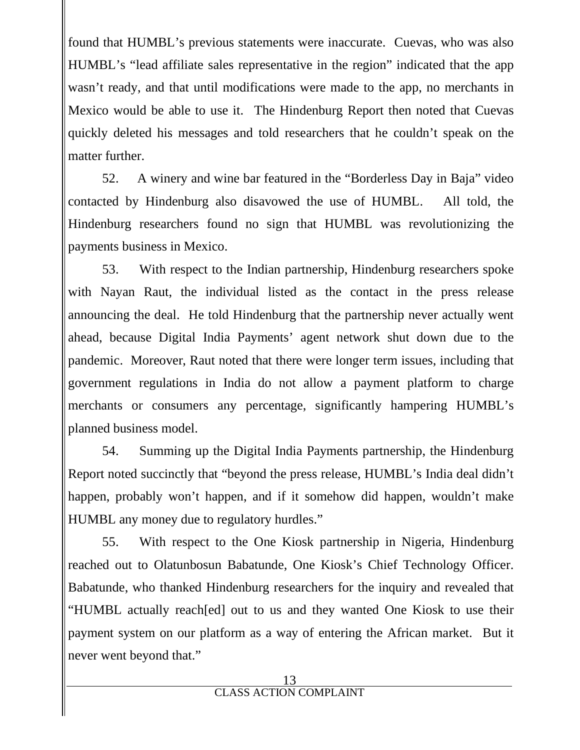found that HUMBL's previous statements were inaccurate. Cuevas, who was also HUMBL's "lead affiliate sales representative in the region" indicated that the app wasn't ready, and that until modifications were made to the app, no merchants in Mexico would be able to use it. The Hindenburg Report then noted that Cuevas quickly deleted his messages and told researchers that he couldn't speak on the matter further.

52. A winery and wine bar featured in the "Borderless Day in Baja" video contacted by Hindenburg also disavowed the use of HUMBL. All told, the Hindenburg researchers found no sign that HUMBL was revolutionizing the payments business in Mexico.

53. With respect to the Indian partnership, Hindenburg researchers spoke with Nayan Raut, the individual listed as the contact in the press release announcing the deal. He told Hindenburg that the partnership never actually went ahead, because Digital India Payments' agent network shut down due to the pandemic. Moreover, Raut noted that there were longer term issues, including that government regulations in India do not allow a payment platform to charge merchants or consumers any percentage, significantly hampering HUMBL's planned business model.

54. Summing up the Digital India Payments partnership, the Hindenburg Report noted succinctly that "beyond the press release, HUMBL's India deal didn't happen, probably won't happen, and if it somehow did happen, wouldn't make HUMBL any money due to regulatory hurdles."

55. With respect to the One Kiosk partnership in Nigeria, Hindenburg reached out to Olatunbosun Babatunde, One Kiosk's Chief Technology Officer. Babatunde, who thanked Hindenburg researchers for the inquiry and revealed that "HUMBL actually reach[ed] out to us and they wanted One Kiosk to use their payment system on our platform as a way of entering the African market. But it never went beyond that."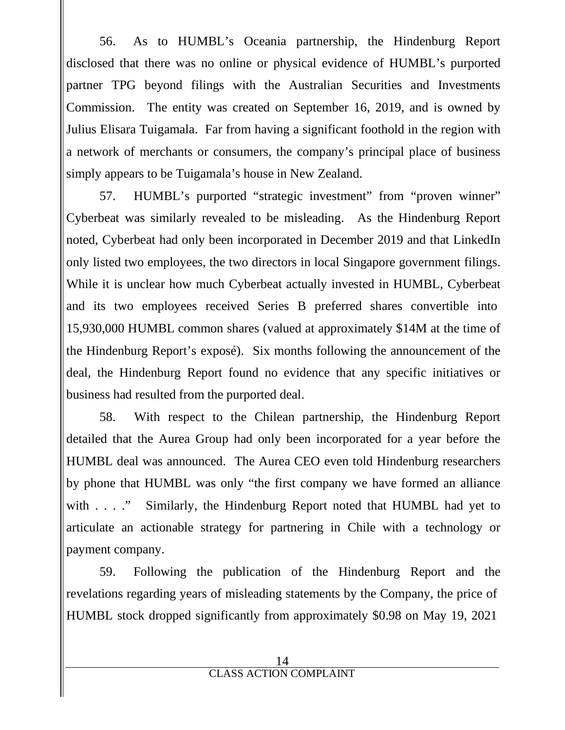56. As to HUMBL's Oceania partnership, the Hindenburg Report disclosed that there was no online or physical evidence of HUMBL's purported partner TPG beyond filings with the Australian Securities and Investments Commission. The entity was created on September 16, 2019, and is owned by Julius Elisara Tuigamala. Far from having a significant foothold in the region with a network of merchants or consumers, the company's principal place of business simply appears to be Tuigamala's house in New Zealand.

57. HUMBL's purported "strategic investment" from "proven winner" Cyberbeat was similarly revealed to be misleading. As the Hindenburg Report noted, Cyberbeat had only been incorporated in December 2019 and that LinkedIn only listed two employees, the two directors in local Singapore government filings. While it is unclear how much Cyberbeat actually invested in HUMBL, Cyberbeat and its two employees received Series B preferred shares convertible into 15,930,000 HUMBL common shares (valued at approximately $14M at the time of the Hindenburg Report's exposé). Six months following the announcement of the deal, the Hindenburg Report found no evidence that any specific initiatives or business had resulted from the purported deal.

58. With respect to the Chilean partnership, the Hindenburg Report detailed that the Aurea Group had only been incorporated for a year before the HUMBL deal was announced. The Aurea CEO even told Hindenburg researchers by phone that HUMBL was only "the first company we have formed an alliance with . . . ." Similarly, the Hindenburg Report noted that HUMBL had yet to articulate an actionable strategy for partnering in Chile with a technology or payment company.

59. Following the publication of the Hindenburg Report and the revelations regarding years of misleading statements by the Company, the price of HUMBL stock dropped significantly from approximately $0.98 on May 19, 2021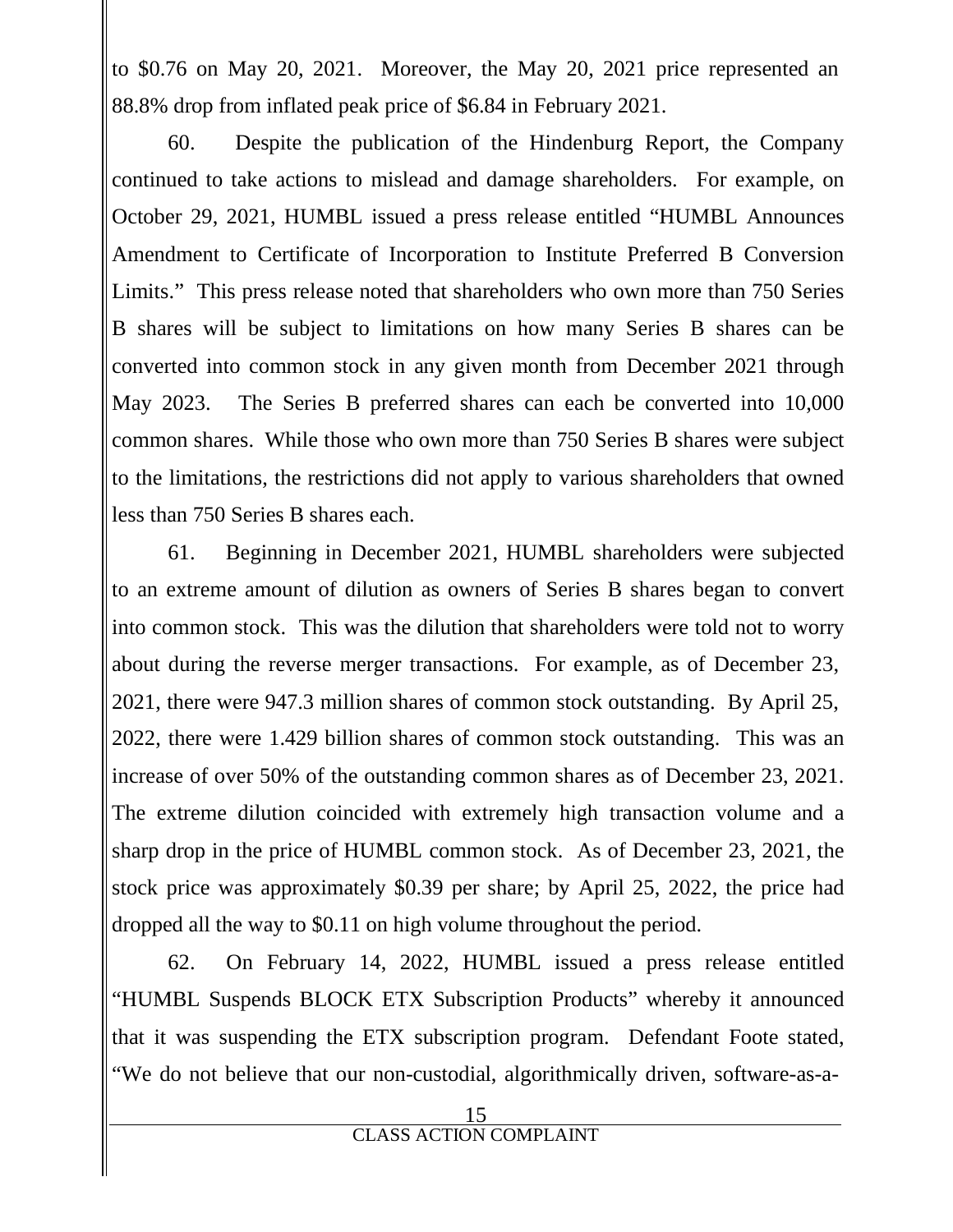to $0.76 on May 20, 2021. Moreover, the May 20, 2021 price represented an 88.8% drop from inflated peak price of $6.84 in February 2021.

60. Despite the publication of the Hindenburg Report, the Company continued to take actions to mislead and damage shareholders. For example, on October 29, 2021, HUMBL issued a press release entitled "HUMBL Announces Amendment to Certificate of Incorporation to Institute Preferred B Conversion Limits." This press release noted that shareholders who own more than 750 Series B shares will be subject to limitations on how many Series B shares can be converted into common stock in any given month from December 2021 through May 2023. The Series B preferred shares can each be converted into 10,000 common shares. While those who own more than 750 Series B shares were subject to the limitations, the restrictions did not apply to various shareholders that owned less than 750 Series B shares each.

61. Beginning in December 2021, HUMBL shareholders were subjected to an extreme amount of dilution as owners of Series B shares began to convert into common stock. This was the dilution that shareholders were told not to worry about during the reverse merger transactions. For example, as of December 23, 2021, there were 947.3 million shares of common stock outstanding. By April 25, 2022, there were 1.429 billion shares of common stock outstanding. This was an increase of over 50% of the outstanding common shares as of December 23, 2021. The extreme dilution coincided with extremely high transaction volume and a sharp drop in the price of HUMBL common stock. As of December 23, 2021, the stock price was approximately $0.39 per share; by April 25, 2022, the price had dropped all the way to $0.11 on high volume throughout the period.

62. On February 14, 2022, HUMBL issued a press release entitled "HUMBL Suspends BLOCK ETX Subscription Products" whereby it announced that it was suspending the ETX subscription program. Defendant Foote stated, "We do not believe that our non-custodial, algorithmically driven, software-as-a-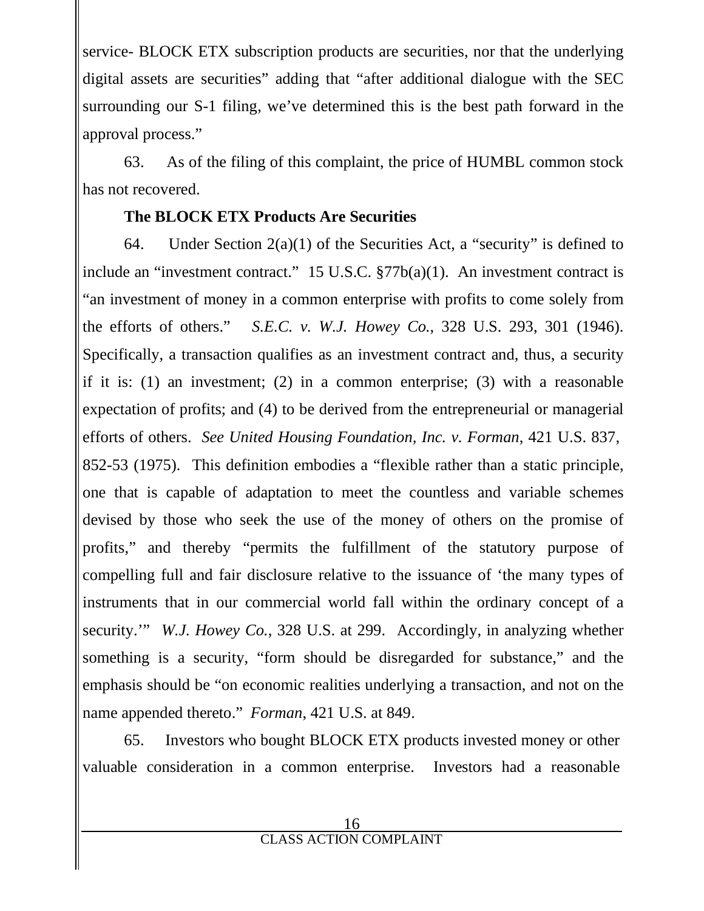service- BLOCK ETX subscription products are securities, nor that the underlying digital assets are securities" adding that "after additional dialogue with the SEC surrounding our S-1 filing, we've determined this is the best path forward in the approval process."

63. As of the filing of this complaint, the price of HUMBL common stock has not recovered.

**The BLOCK ETX Products Are Securities**

64. Under Section 2(a)(1) of the Securities Act, a "security" is defined to include an "investment contract." 15 U.S.C. §77b(a)(1). An investment contract is "an investment of money in a common enterprise with profits to come solely from the efforts of others." *S.E.C. v. W.J. Howey Co.*, 328 U.S. 293, 301 (1946). Specifically, a transaction qualifies as an investment contract and, thus, a security if it is: (1) an investment; (2) in a common enterprise; (3) with a reasonable expectation of profits; and (4) to be derived from the entrepreneurial or managerial efforts of others. *See United Housing Foundation, Inc. v. Forman*, 421 U.S. 837, 852-53 (1975). This definition embodies a "flexible rather than a static principle, one that is capable of adaptation to meet the countless and variable schemes devised by those who seek the use of the money of others on the promise of profits," and thereby "permits the fulfillment of the statutory purpose of compelling full and fair disclosure relative to the issuance of 'the many types of instruments that in our commercial world fall within the ordinary concept of a security.'" *W.J. Howey Co.*, 328 U.S. at 299. Accordingly, in analyzing whether something is a security, "form should be disregarded for substance," and the emphasis should be "on economic realities underlying a transaction, and not on the name appended thereto." *Forman*, 421 U.S. at 849.

65. Investors who bought BLOCK ETX products invested money or other valuable consideration in a common enterprise. Investors had a reasonable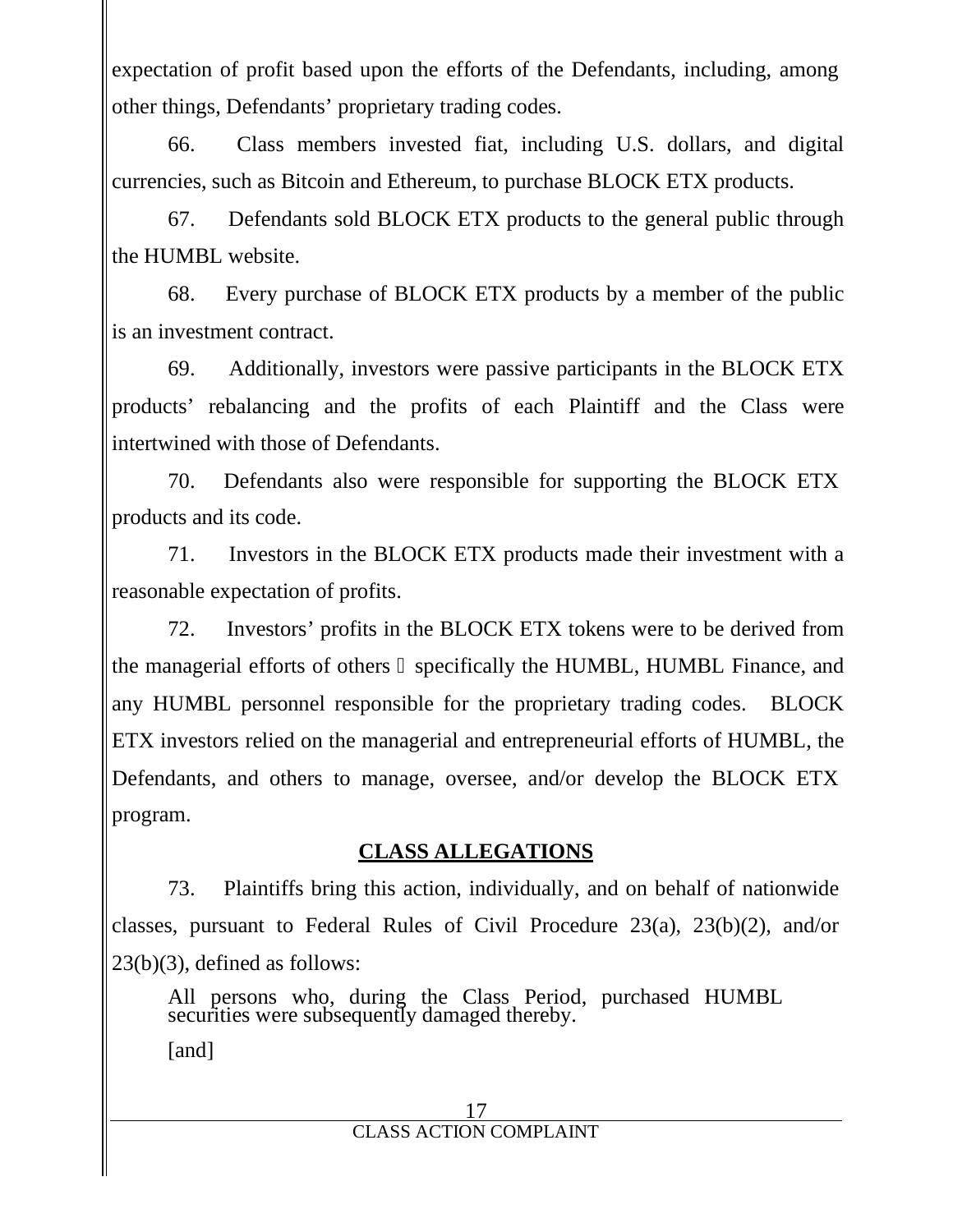expectation of profit based upon the efforts of the Defendants, including, among other things, Defendants' proprietary trading codes.

66. Class members invested fiat, including U.S. dollars, and digital currencies, such as Bitcoin and Ethereum, to purchase BLOCK ETX products.

67. Defendants sold BLOCK ETX products to the general public through the HUMBL website.

68. Every purchase of BLOCK ETX products by a member of the public is an investment contract.

69. Additionally, investors were passive participants in the BLOCK ETX products' rebalancing and the profits of each Plaintiff and the Class were intertwined with those of Defendants.

70. Defendants also were responsible for supporting the BLOCK ETX products and its code.

71. Investors in the BLOCK ETX products made their investment with a reasonable expectation of profits.

72. Investors' profits in the BLOCK ETX tokens were to be derived from the managerial efforts of others  specifically the HUMBL, HUMBL Finance, and any HUMBL personnel responsible for the proprietary trading codes. BLOCK ETX investors relied on the managerial and entrepreneurial efforts of HUMBL, the Defendants, and others to manage, oversee, and/or develop the BLOCK ETX program.

## CLASS ALLEGATIONS

73. Plaintiffs bring this action, individually, and on behalf of nationwide classes, pursuant to Federal Rules of Civil Procedure 23(a), 23(b)(2), and/or 23(b)(3), defined as follows:

> All persons who, during the Class Period, purchased HUMBL securities were subsequently damaged thereby.
>
> [and]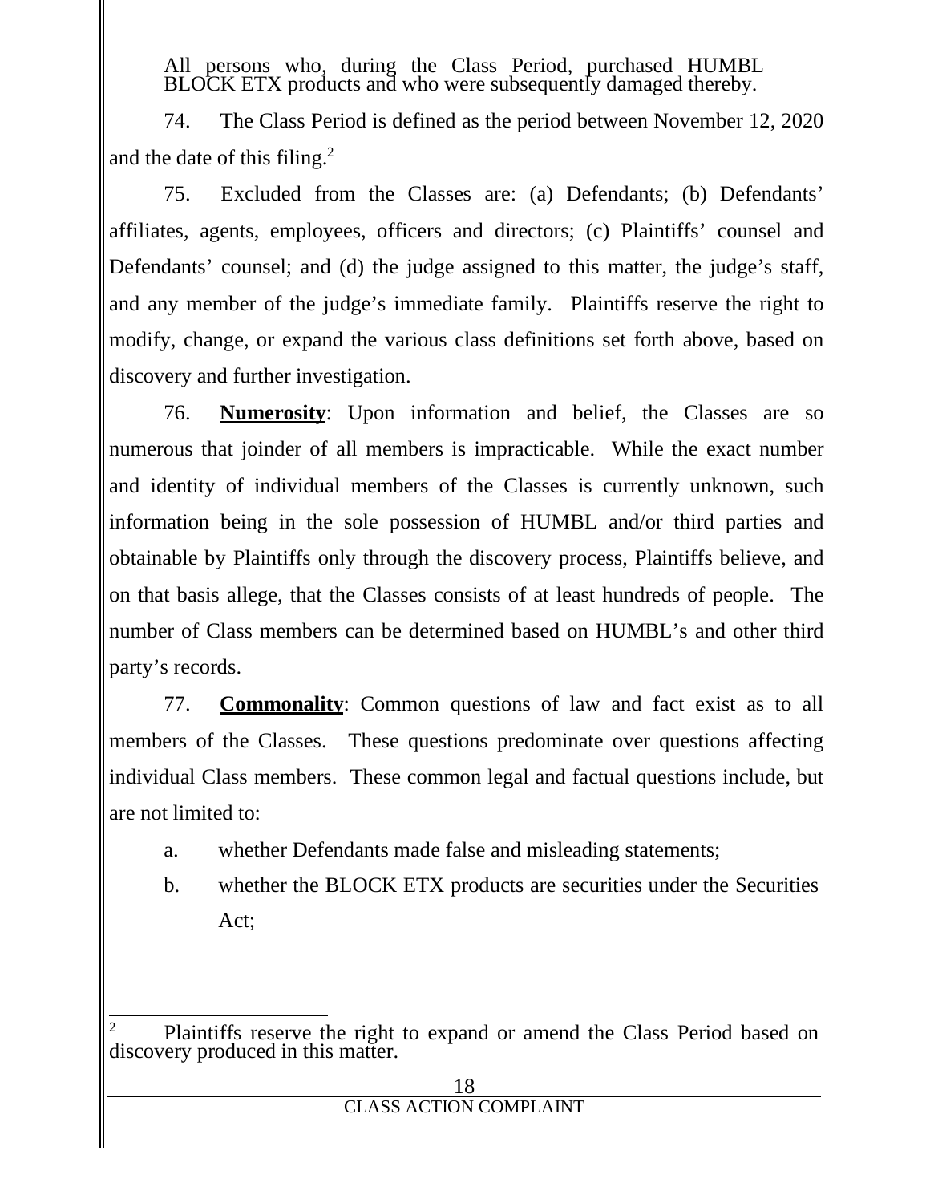All persons who, during the Class Period, purchased HUMBL BLOCK ETX products and who were subsequently damaged thereby.

74. The Class Period is defined as the period between November 12, 2020 and the date of this filing.[2]

75. Excluded from the Classes are: (a) Defendants; (b) Defendants' affiliates, agents, employees, officers and directors; (c) Plaintiffs' counsel and Defendants' counsel; and (d) the judge assigned to this matter, the judge's staff, and any member of the judge's immediate family. Plaintiffs reserve the right to modify, change, or expand the various class definitions set forth above, based on discovery and further investigation.

76. **Numerosity**: Upon information and belief, the Classes are so numerous that joinder of all members is impracticable. While the exact number and identity of individual members of the Classes is currently unknown, such information being in the sole possession of HUMBL and/or third parties and obtainable by Plaintiffs only through the discovery process, Plaintiffs believe, and on that basis allege, that the Classes consists of at least hundreds of people. The number of Class members can be determined based on HUMBL's and other third party's records.

77. **Commonality**: Common questions of law and fact exist as to all members of the Classes. These questions predominate over questions affecting individual Class members. These common legal and factual questions include, but are not limited to:

a. whether Defendants made false and misleading statements;

b. whether the BLOCK ETX products are securities under the Securities Act;

---

[2] Plaintiffs reserve the right to expand or amend the Class Period based on discovery produced in this matter.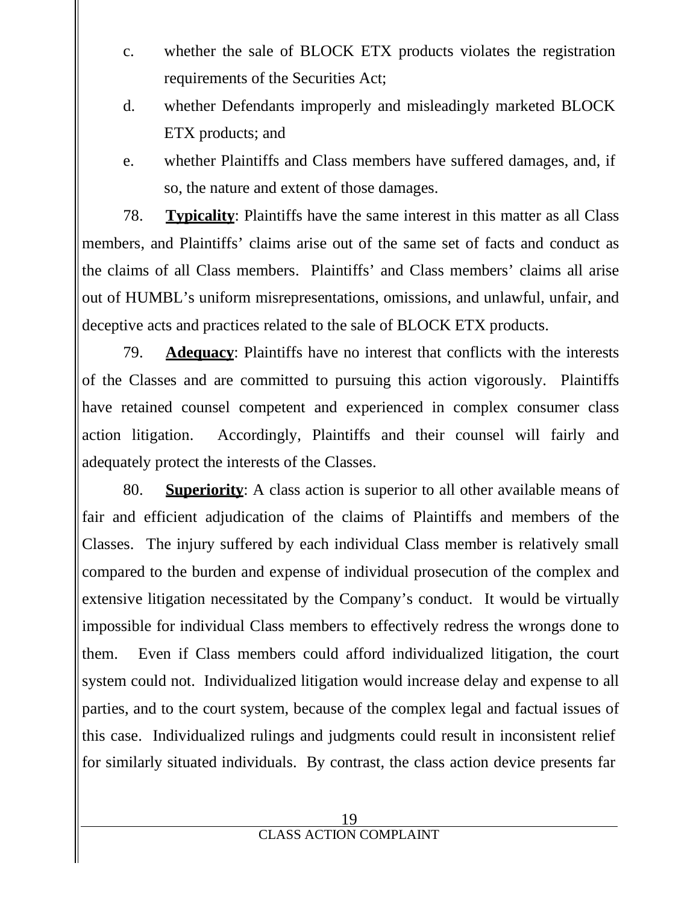c. whether the sale of BLOCK ETX products violates the registration requirements of the Securities Act;

d. whether Defendants improperly and misleadingly marketed BLOCK ETX products; and

e. whether Plaintiffs and Class members have suffered damages, and, if so, the nature and extent of those damages.

78. **Typicality**: Plaintiffs have the same interest in this matter as all Class members, and Plaintiffs' claims arise out of the same set of facts and conduct as the claims of all Class members. Plaintiffs' and Class members' claims all arise out of HUMBL's uniform misrepresentations, omissions, and unlawful, unfair, and deceptive acts and practices related to the sale of BLOCK ETX products.

79. **Adequacy**: Plaintiffs have no interest that conflicts with the interests of the Classes and are committed to pursuing this action vigorously. Plaintiffs have retained counsel competent and experienced in complex consumer class action litigation. Accordingly, Plaintiffs and their counsel will fairly and adequately protect the interests of the Classes.

80. **Superiority**: A class action is superior to all other available means of fair and efficient adjudication of the claims of Plaintiffs and members of the Classes. The injury suffered by each individual Class member is relatively small compared to the burden and expense of individual prosecution of the complex and extensive litigation necessitated by the Company's conduct. It would be virtually impossible for individual Class members to effectively redress the wrongs done to them. Even if Class members could afford individualized litigation, the court system could not. Individualized litigation would increase delay and expense to all parties, and to the court system, because of the complex legal and factual issues of this case. Individualized rulings and judgments could result in inconsistent relief for similarly situated individuals. By contrast, the class action device presents far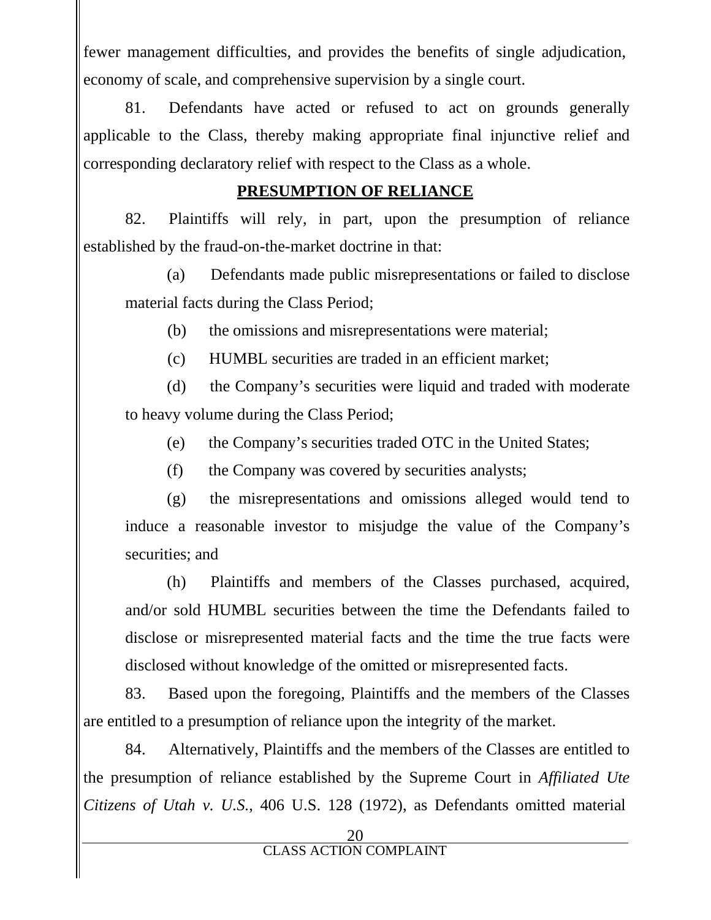fewer management difficulties, and provides the benefits of single adjudication, economy of scale, and comprehensive supervision by a single court.

81. Defendants have acted or refused to act on grounds generally applicable to the Class, thereby making appropriate final injunctive relief and corresponding declaratory relief with respect to the Class as a whole.

## PRESUMPTION OF RELIANCE

82. Plaintiffs will rely, in part, upon the presumption of reliance established by the fraud-on-the-market doctrine in that:

(a) Defendants made public misrepresentations or failed to disclose material facts during the Class Period;

(b) the omissions and misrepresentations were material;

(c) HUMBL securities are traded in an efficient market;

(d) the Company's securities were liquid and traded with moderate to heavy volume during the Class Period;

(e) the Company's securities traded OTC in the United States;

(f) the Company was covered by securities analysts;

(g) the misrepresentations and omissions alleged would tend to induce a reasonable investor to misjudge the value of the Company's securities; and

(h) Plaintiffs and members of the Classes purchased, acquired, and/or sold HUMBL securities between the time the Defendants failed to disclose or misrepresented material facts and the time the true facts were disclosed without knowledge of the omitted or misrepresented facts.

83. Based upon the foregoing, Plaintiffs and the members of the Classes are entitled to a presumption of reliance upon the integrity of the market.

84. Alternatively, Plaintiffs and the members of the Classes are entitled to the presumption of reliance established by the Supreme Court in *Affiliated Ute Citizens of Utah v. U.S.*, 406 U.S. 128 (1972), as Defendants omitted material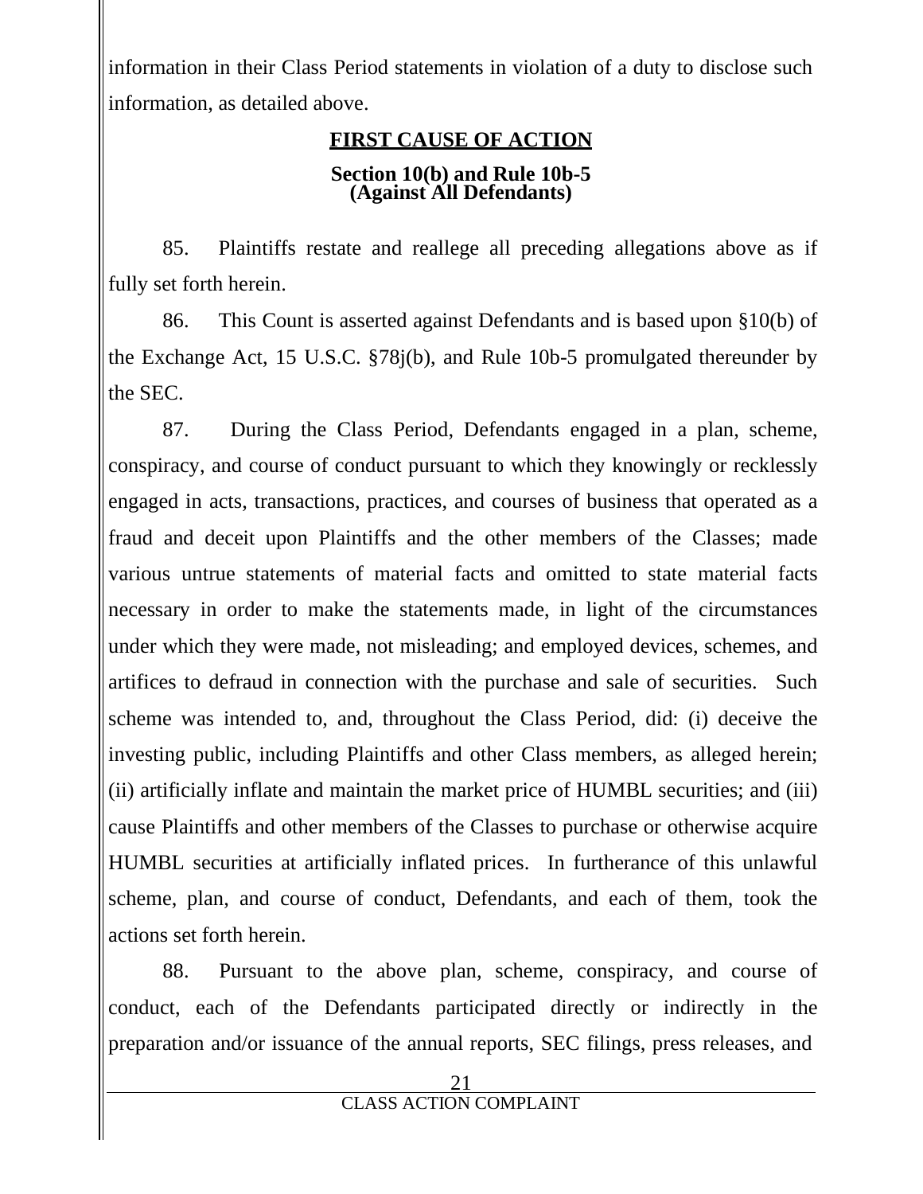information in their Class Period statements in violation of a duty to disclose such information, as detailed above.

## FIRST CAUSE OF ACTION

### Section 10(b) and Rule 10b-5 (Against All Defendants)

85. Plaintiffs restate and reallege all preceding allegations above as if fully set forth herein.

86. This Count is asserted against Defendants and is based upon §10(b) of the Exchange Act, 15 U.S.C. §78j(b), and Rule 10b-5 promulgated thereunder by the SEC.

87. During the Class Period, Defendants engaged in a plan, scheme, conspiracy, and course of conduct pursuant to which they knowingly or recklessly engaged in acts, transactions, practices, and courses of business that operated as a fraud and deceit upon Plaintiffs and the other members of the Classes; made various untrue statements of material facts and omitted to state material facts necessary in order to make the statements made, in light of the circumstances under which they were made, not misleading; and employed devices, schemes, and artifices to defraud in connection with the purchase and sale of securities. Such scheme was intended to, and, throughout the Class Period, did: (i) deceive the investing public, including Plaintiffs and other Class members, as alleged herein; (ii) artificially inflate and maintain the market price of HUMBL securities; and (iii) cause Plaintiffs and other members of the Classes to purchase or otherwise acquire HUMBL securities at artificially inflated prices. In furtherance of this unlawful scheme, plan, and course of conduct, Defendants, and each of them, took the actions set forth herein.

88. Pursuant to the above plan, scheme, conspiracy, and course of conduct, each of the Defendants participated directly or indirectly in the preparation and/or issuance of the annual reports, SEC filings, press releases, and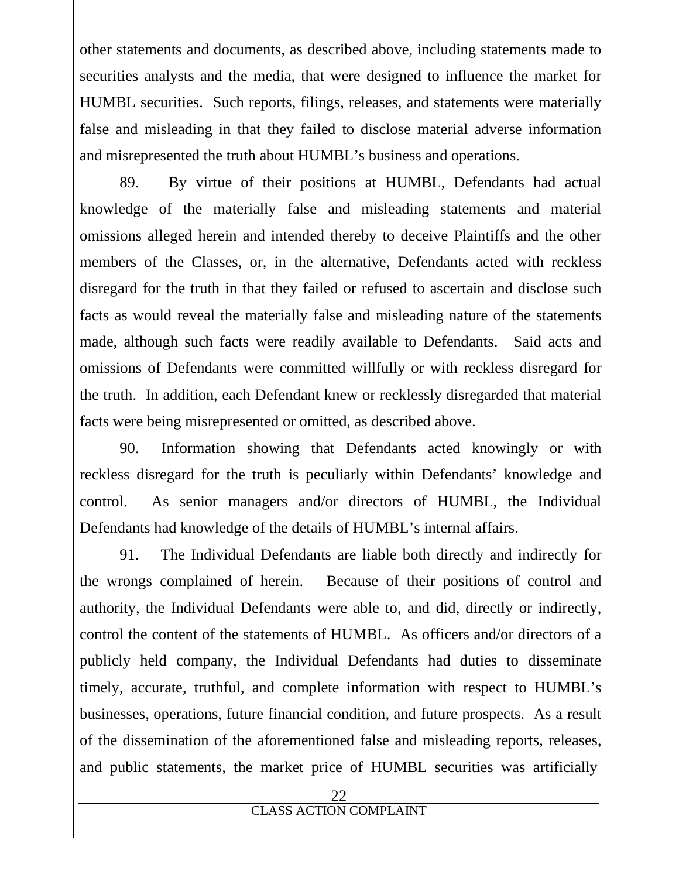other statements and documents, as described above, including statements made to securities analysts and the media, that were designed to influence the market for HUMBL securities. Such reports, filings, releases, and statements were materially false and misleading in that they failed to disclose material adverse information and misrepresented the truth about HUMBL's business and operations.

89. By virtue of their positions at HUMBL, Defendants had actual knowledge of the materially false and misleading statements and material omissions alleged herein and intended thereby to deceive Plaintiffs and the other members of the Classes, or, in the alternative, Defendants acted with reckless disregard for the truth in that they failed or refused to ascertain and disclose such facts as would reveal the materially false and misleading nature of the statements made, although such facts were readily available to Defendants. Said acts and omissions of Defendants were committed willfully or with reckless disregard for the truth. In addition, each Defendant knew or recklessly disregarded that material facts were being misrepresented or omitted, as described above.

90. Information showing that Defendants acted knowingly or with reckless disregard for the truth is peculiarly within Defendants' knowledge and control. As senior managers and/or directors of HUMBL, the Individual Defendants had knowledge of the details of HUMBL's internal affairs.

91. The Individual Defendants are liable both directly and indirectly for the wrongs complained of herein. Because of their positions of control and authority, the Individual Defendants were able to, and did, directly or indirectly, control the content of the statements of HUMBL. As officers and/or directors of a publicly held company, the Individual Defendants had duties to disseminate timely, accurate, truthful, and complete information with respect to HUMBL's businesses, operations, future financial condition, and future prospects. As a result of the dissemination of the aforementioned false and misleading reports, releases, and public statements, the market price of HUMBL securities was artificially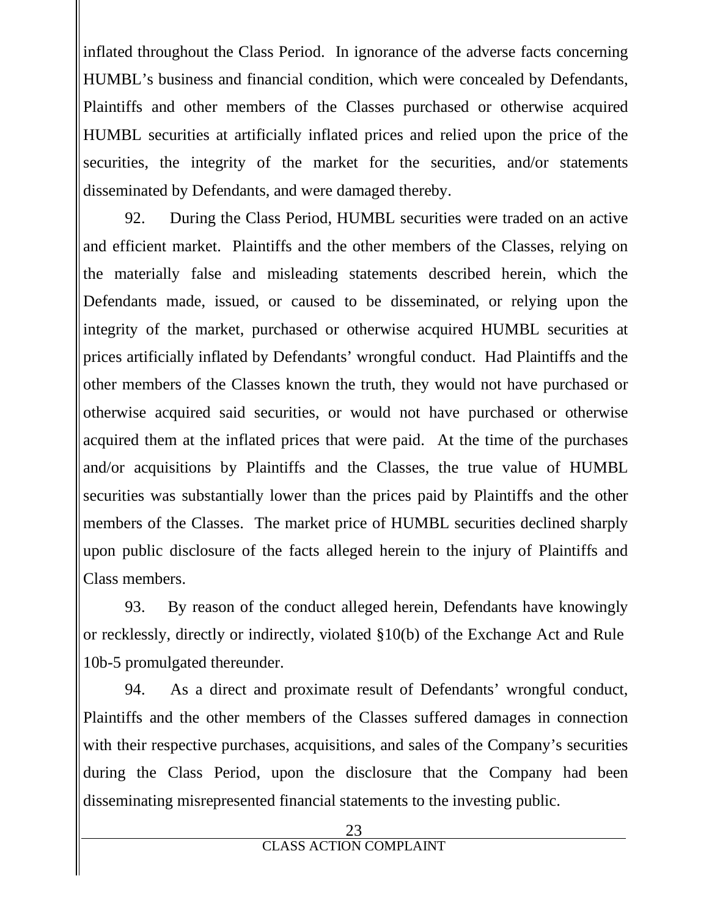inflated throughout the Class Period. In ignorance of the adverse facts concerning HUMBL's business and financial condition, which were concealed by Defendants, Plaintiffs and other members of the Classes purchased or otherwise acquired HUMBL securities at artificially inflated prices and relied upon the price of the securities, the integrity of the market for the securities, and/or statements disseminated by Defendants, and were damaged thereby.

92. During the Class Period, HUMBL securities were traded on an active and efficient market. Plaintiffs and the other members of the Classes, relying on the materially false and misleading statements described herein, which the Defendants made, issued, or caused to be disseminated, or relying upon the integrity of the market, purchased or otherwise acquired HUMBL securities at prices artificially inflated by Defendants' wrongful conduct. Had Plaintiffs and the other members of the Classes known the truth, they would not have purchased or otherwise acquired said securities, or would not have purchased or otherwise acquired them at the inflated prices that were paid. At the time of the purchases and/or acquisitions by Plaintiffs and the Classes, the true value of HUMBL securities was substantially lower than the prices paid by Plaintiffs and the other members of the Classes. The market price of HUMBL securities declined sharply upon public disclosure of the facts alleged herein to the injury of Plaintiffs and Class members.

93. By reason of the conduct alleged herein, Defendants have knowingly or recklessly, directly or indirectly, violated §10(b) of the Exchange Act and Rule 10b-5 promulgated thereunder.

94. As a direct and proximate result of Defendants' wrongful conduct, Plaintiffs and the other members of the Classes suffered damages in connection with their respective purchases, acquisitions, and sales of the Company's securities during the Class Period, upon the disclosure that the Company had been disseminating misrepresented financial statements to the investing public.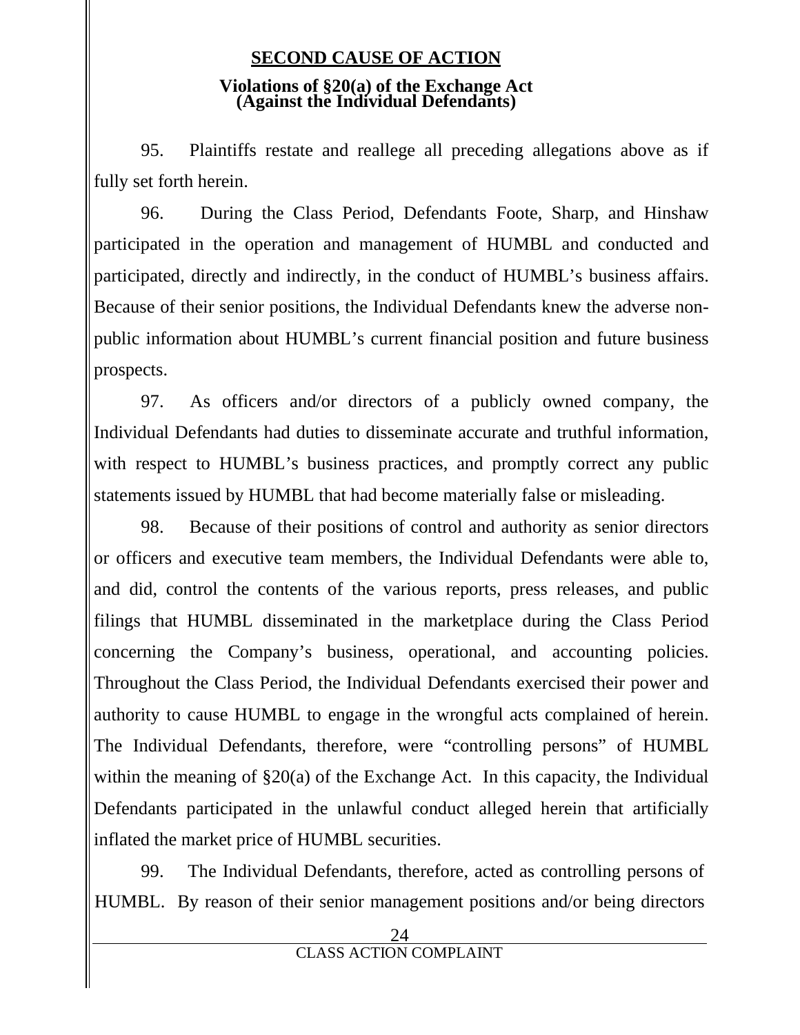## SECOND CAUSE OF ACTION

### Violations of §20(a) of the Exchange Act (Against the Individual Defendants)

95. Plaintiffs restate and reallege all preceding allegations above as if fully set forth herein.

96. During the Class Period, Defendants Foote, Sharp, and Hinshaw participated in the operation and management of HUMBL and conducted and participated, directly and indirectly, in the conduct of HUMBL's business affairs. Because of their senior positions, the Individual Defendants knew the adverse non-public information about HUMBL's current financial position and future business prospects.

97. As officers and/or directors of a publicly owned company, the Individual Defendants had duties to disseminate accurate and truthful information, with respect to HUMBL's business practices, and promptly correct any public statements issued by HUMBL that had become materially false or misleading.

98. Because of their positions of control and authority as senior directors or officers and executive team members, the Individual Defendants were able to, and did, control the contents of the various reports, press releases, and public filings that HUMBL disseminated in the marketplace during the Class Period concerning the Company's business, operational, and accounting policies. Throughout the Class Period, the Individual Defendants exercised their power and authority to cause HUMBL to engage in the wrongful acts complained of herein. The Individual Defendants, therefore, were "controlling persons" of HUMBL within the meaning of §20(a) of the Exchange Act. In this capacity, the Individual Defendants participated in the unlawful conduct alleged herein that artificially inflated the market price of HUMBL securities.

99. The Individual Defendants, therefore, acted as controlling persons of HUMBL. By reason of their senior management positions and/or being directors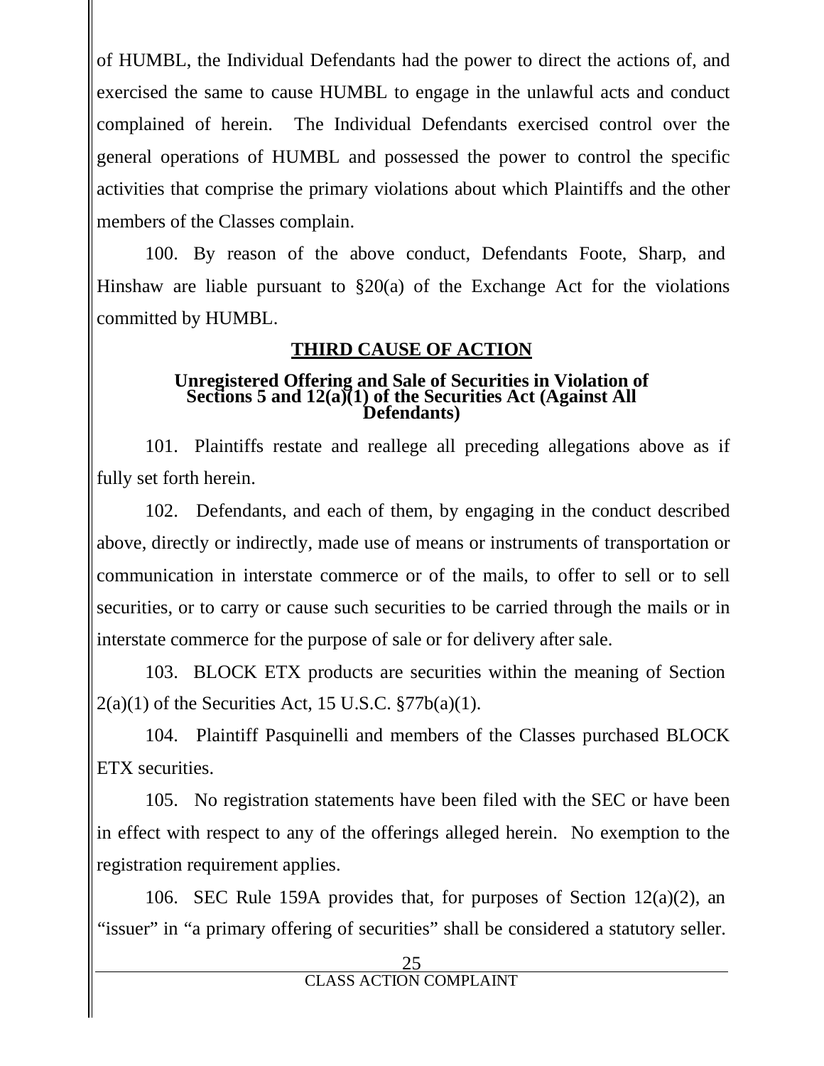of HUMBL, the Individual Defendants had the power to direct the actions of, and exercised the same to cause HUMBL to engage in the unlawful acts and conduct complained of herein. The Individual Defendants exercised control over the general operations of HUMBL and possessed the power to control the specific activities that comprise the primary violations about which Plaintiffs and the other members of the Classes complain.

100. By reason of the above conduct, Defendants Foote, Sharp, and Hinshaw are liable pursuant to §20(a) of the Exchange Act for the violations committed by HUMBL.

## THIRD CAUSE OF ACTION

### Unregistered Offering and Sale of Securities in Violation of Sections 5 and 12(a)(1) of the Securities Act (Against All Defendants)

101. Plaintiffs restate and reallege all preceding allegations above as if fully set forth herein.

102. Defendants, and each of them, by engaging in the conduct described above, directly or indirectly, made use of means or instruments of transportation or communication in interstate commerce or of the mails, to offer to sell or to sell securities, or to carry or cause such securities to be carried through the mails or in interstate commerce for the purpose of sale or for delivery after sale.

103. BLOCK ETX products are securities within the meaning of Section 2(a)(1) of the Securities Act, 15 U.S.C. §77b(a)(1).

104. Plaintiff Pasquinelli and members of the Classes purchased BLOCK ETX securities.

105. No registration statements have been filed with the SEC or have been in effect with respect to any of the offerings alleged herein. No exemption to the registration requirement applies.

106. SEC Rule 159A provides that, for purposes of Section 12(a)(2), an "issuer" in "a primary offering of securities" shall be considered a statutory seller.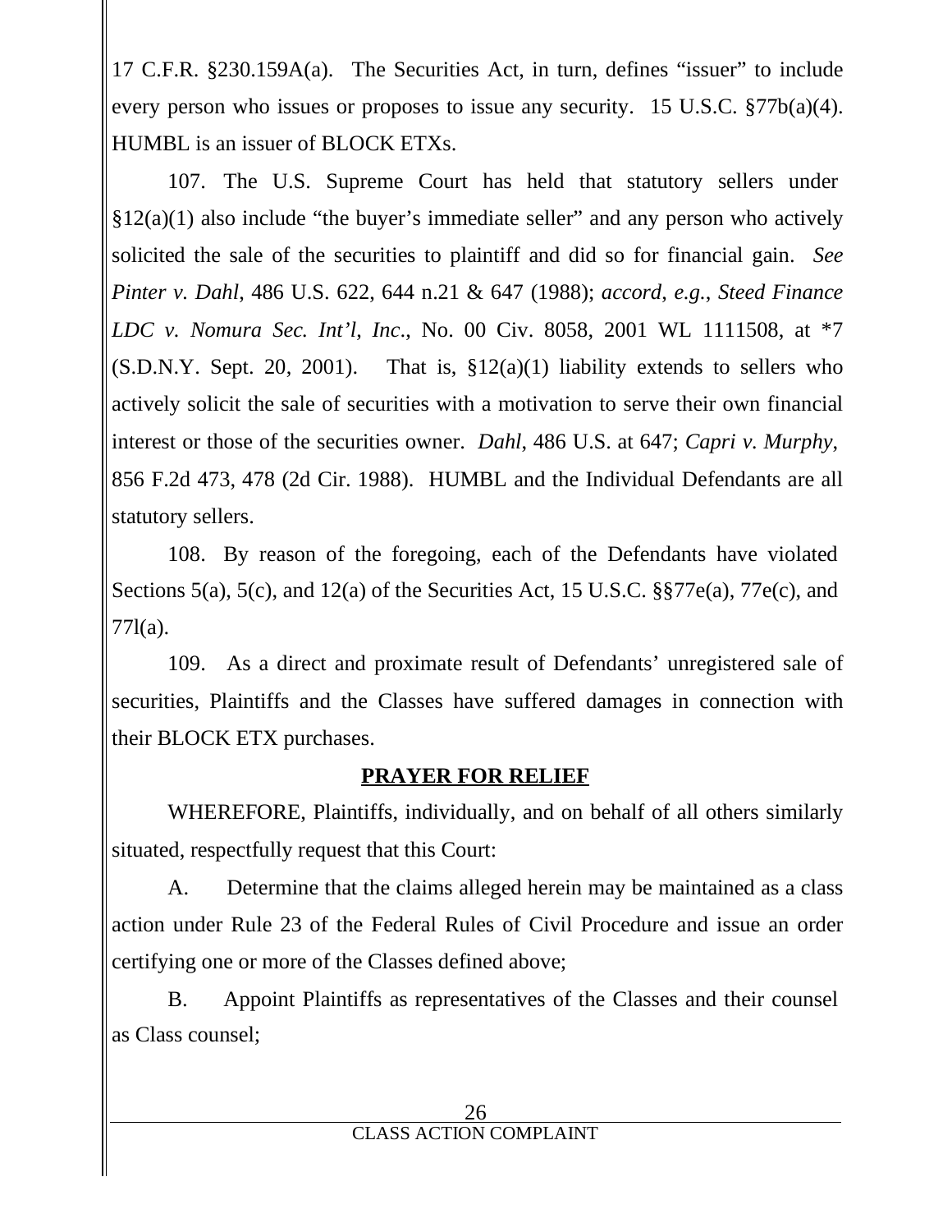17 C.F.R. §230.159A(a). The Securities Act, in turn, defines "issuer" to include every person who issues or proposes to issue any security. 15 U.S.C. §77b(a)(4). HUMBL is an issuer of BLOCK ETXs.

107. The U.S. Supreme Court has held that statutory sellers under §12(a)(1) also include "the buyer's immediate seller" and any person who actively solicited the sale of the securities to plaintiff and did so for financial gain. *See Pinter v. Dahl*, 486 U.S. 622, 644 n.21 & 647 (1988); *accord, e.g.*, *Steed Finance LDC v. Nomura Sec. Int'l, Inc*., No. 00 Civ. 8058, 2001 WL 1111508, at *7 (S.D.N.Y. Sept. 20, 2001). That is, §12(a)(1) liability extends to sellers who actively solicit the sale of securities with a motivation to serve their own financial interest or those of the securities owner. *Dahl*, 486 U.S. at 647; *Capri v. Murphy*, 856 F.2d 473, 478 (2d Cir. 1988). HUMBL and the Individual Defendants are all statutory sellers.

108. By reason of the foregoing, each of the Defendants have violated Sections 5(a), 5(c), and 12(a) of the Securities Act, 15 U.S.C. §§77e(a), 77e(c), and 77l(a).

109. As a direct and proximate result of Defendants' unregistered sale of securities, Plaintiffs and the Classes have suffered damages in connection with their BLOCK ETX purchases.

## PRAYER FOR RELIEF

WHEREFORE, Plaintiffs, individually, and on behalf of all others similarly situated, respectfully request that this Court:

A. Determine that the claims alleged herein may be maintained as a class action under Rule 23 of the Federal Rules of Civil Procedure and issue an order certifying one or more of the Classes defined above;

B. Appoint Plaintiffs as representatives of the Classes and their counsel as Class counsel;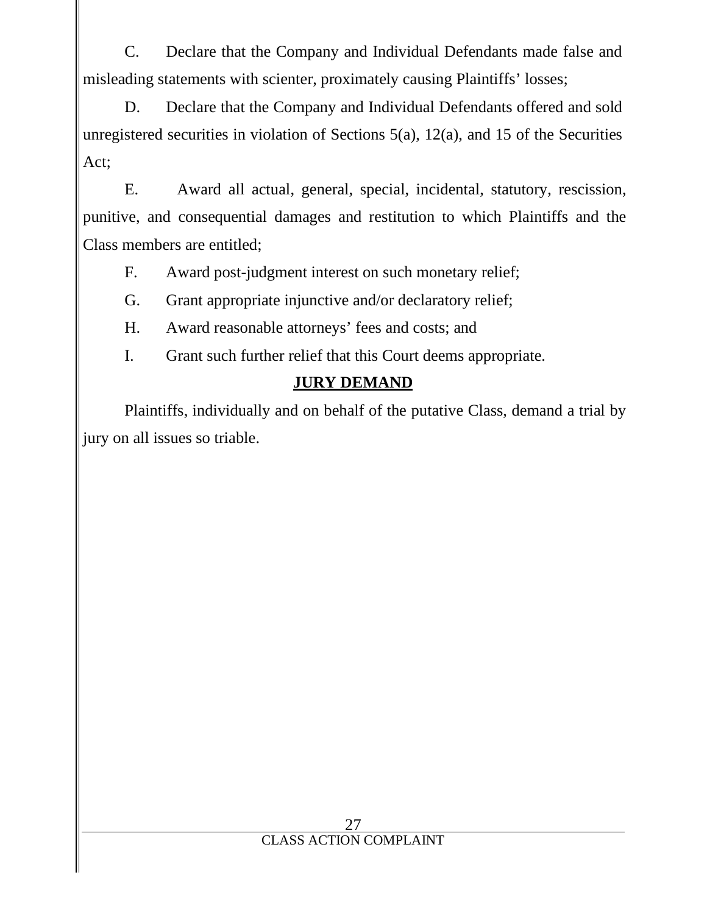C. Declare that the Company and Individual Defendants made false and misleading statements with scienter, proximately causing Plaintiffs' losses;

D. Declare that the Company and Individual Defendants offered and sold unregistered securities in violation of Sections 5(a), 12(a), and 15 of the Securities Act;

E. Award all actual, general, special, incidental, statutory, rescission, punitive, and consequential damages and restitution to which Plaintiffs and the Class members are entitled;

F. Award post-judgment interest on such monetary relief;

G. Grant appropriate injunctive and/or declaratory relief;

H. Award reasonable attorneys' fees and costs; and

I. Grant such further relief that this Court deems appropriate.

## **JURY DEMAND**

Plaintiffs, individually and on behalf of the putative Class, demand a trial by jury on all issues so triable.